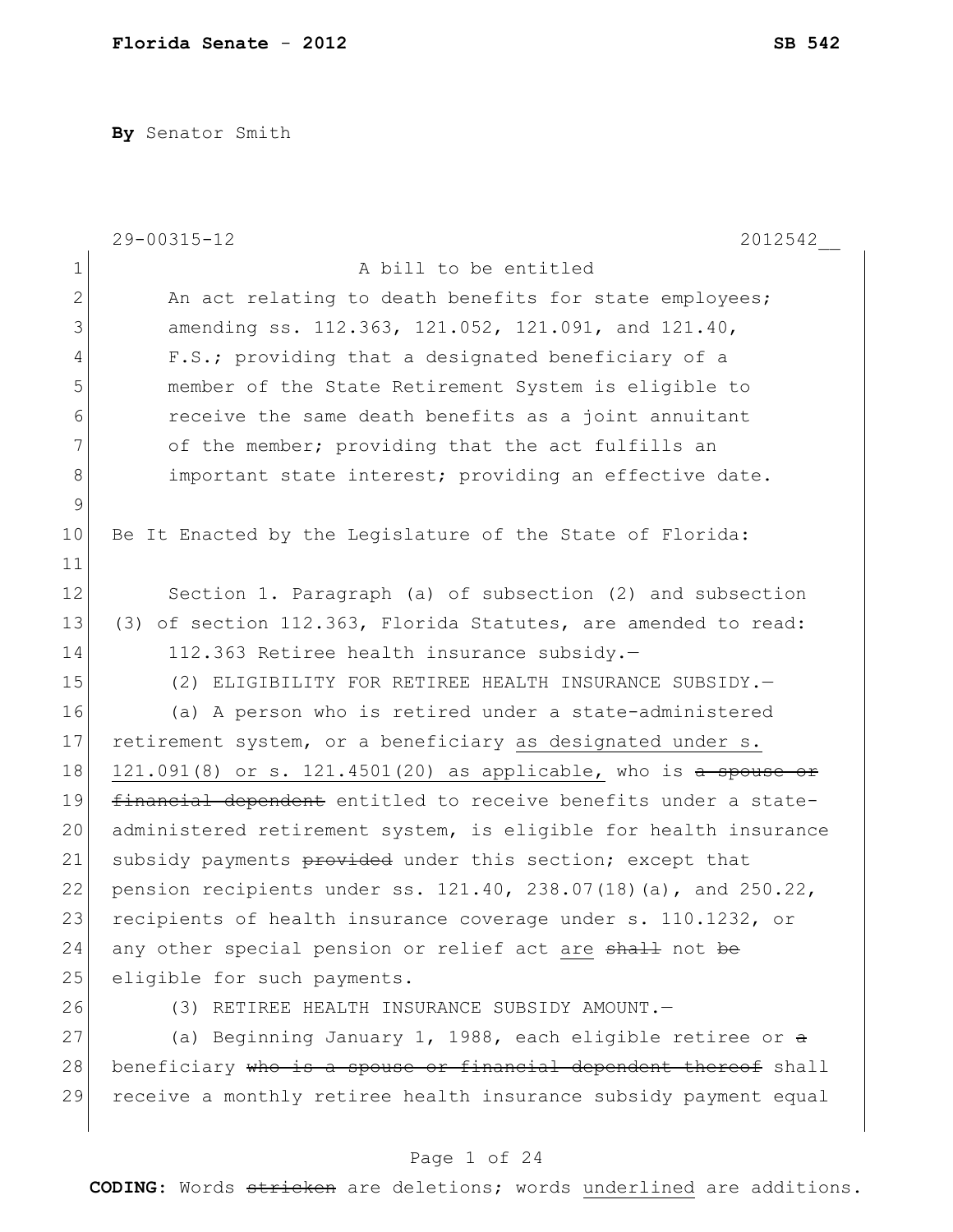**By** Senator Smith

29-00315-12 2012542__

A bill to be entitled

An act relating to death benefits for state employees; amending ss. 112.363, 121.052, 121.091, and 121.40, F.S.; providing that a designated beneficiary of a member of the State Retirement System is eligible to receive the same death benefits as a joint annuitant of the member; providing that the act fulfills an important state interest; providing an effective date.

Be It Enacted by the Legislature of the State of Florida:

Section 1. Paragraph (a) of subsection (2) and subsection (3) of section 112.363, Florida Statutes, are amended to read:

112.363 Retiree health insurance subsidy.—

(2) ELIGIBILITY FOR RETIREE HEALTH INSURANCE SUBSIDY.—

(a) A person who is retired under a state-administered retirement system, or a beneficiary as designated under s. 121.091(8) or s. 121.4501(20) as applicable, who is ~~a spouse or financial dependent~~ entitled to receive benefits under a state-administered retirement system, is eligible for health insurance subsidy payments ~~provided~~ under this section; except that pension recipients under ss. 121.40, 238.07(18)(a), and 250.22, recipients of health insurance coverage under s. 110.1232, or any other special pension or relief act are ~~shall~~ not ~~be~~ eligible for such payments.

(3) RETIREE HEALTH INSURANCE SUBSIDY AMOUNT.—

(a) Beginning January 1, 1988, each eligible retiree or ~~a~~ beneficiary ~~who is a spouse or financial dependent thereof~~ shall receive a monthly retiree health insurance subsidy payment equal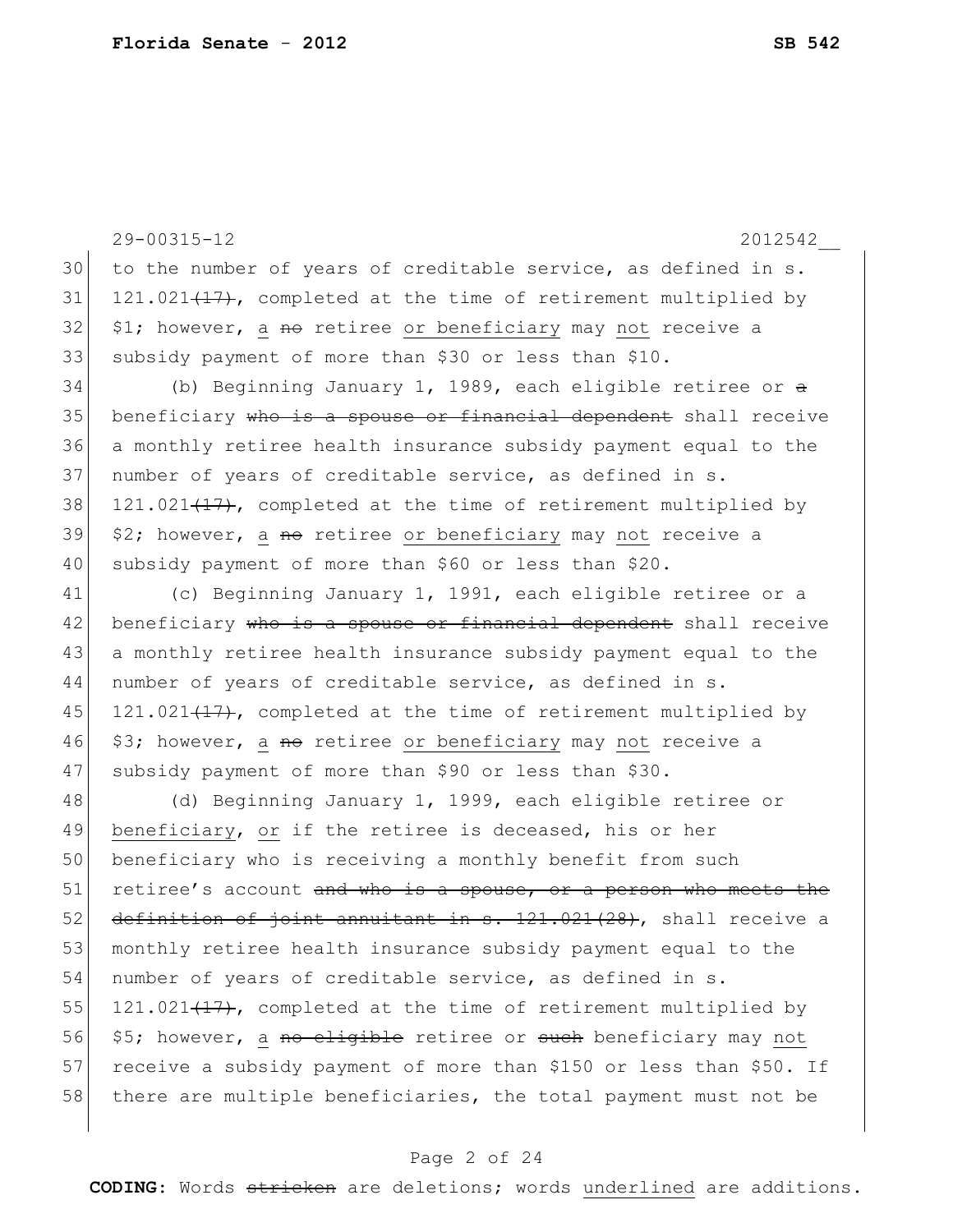to the number of years of creditable service, as defined in s. 121.021~~(17)~~, completed at the time of retirement multiplied by $1; however, a ~~no~~ retiree or beneficiary may not receive a subsidy payment of more than $30 or less than $10.

(b) Beginning January 1, 1989, each eligible retiree or ~~a~~ beneficiary ~~who is a spouse or financial dependent~~ shall receive a monthly retiree health insurance subsidy payment equal to the number of years of creditable service, as defined in s. 121.021~~(17)~~, completed at the time of retirement multiplied by $2; however, a ~~no~~ retiree or beneficiary may not receive a subsidy payment of more than $60 or less than $20.

(c) Beginning January 1, 1991, each eligible retiree or a beneficiary ~~who is a spouse or financial dependent~~ shall receive a monthly retiree health insurance subsidy payment equal to the number of years of creditable service, as defined in s. 121.021~~(17)~~, completed at the time of retirement multiplied by $3; however, a ~~no~~ retiree or beneficiary may not receive a subsidy payment of more than $90 or less than $30.

(d) Beginning January 1, 1999, each eligible retiree or beneficiary, or if the retiree is deceased, his or her beneficiary who is receiving a monthly benefit from such retiree's account ~~and who is a spouse, or a person who meets the definition of joint annuitant in s. 121.021(28)~~, shall receive a monthly retiree health insurance subsidy payment equal to the number of years of creditable service, as defined in s. 121.021~~(17)~~, completed at the time of retirement multiplied by $5; however, a ~~no eligible~~ retiree or ~~such~~ beneficiary may not receive a subsidy payment of more than $150 or less than $50. If there are multiple beneficiaries, the total payment must not be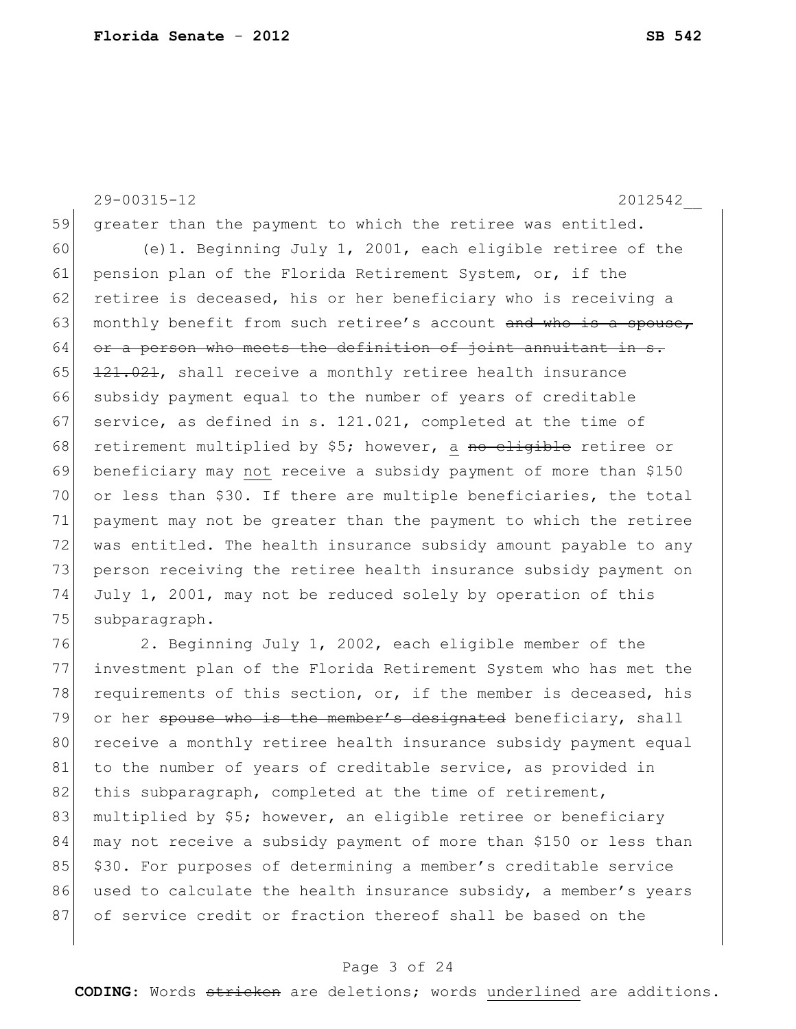greater than the payment to which the retiree was entitled.

(e)1. Beginning July 1, 2001, each eligible retiree of the pension plan of the Florida Retirement System, or, if the retiree is deceased, his or her beneficiary who is receiving a monthly benefit from such retiree's account ~~and who is a spouse, or a person who meets the definition of joint annuitant in s. 121.021~~, shall receive a monthly retiree health insurance subsidy payment equal to the number of years of creditable service, as defined in s. 121.021, completed at the time of retirement multiplied by $5; however, <u>a</u> ~~no eligible~~ retiree or beneficiary may <u>not</u> receive a subsidy payment of more than $150 or less than $30. If there are multiple beneficiaries, the total payment may not be greater than the payment to which the retiree was entitled. The health insurance subsidy amount payable to any person receiving the retiree health insurance subsidy payment on July 1, 2001, may not be reduced solely by operation of this subparagraph.

2. Beginning July 1, 2002, each eligible member of the investment plan of the Florida Retirement System who has met the requirements of this section, or, if the member is deceased, his or her ~~spouse who is the member's designated~~ beneficiary, shall receive a monthly retiree health insurance subsidy payment equal to the number of years of creditable service, as provided in this subparagraph, completed at the time of retirement, multiplied by $5; however, an eligible retiree or beneficiary may not receive a subsidy payment of more than $150 or less than $30. For purposes of determining a member's creditable service used to calculate the health insurance subsidy, a member's years of service credit or fraction thereof shall be based on the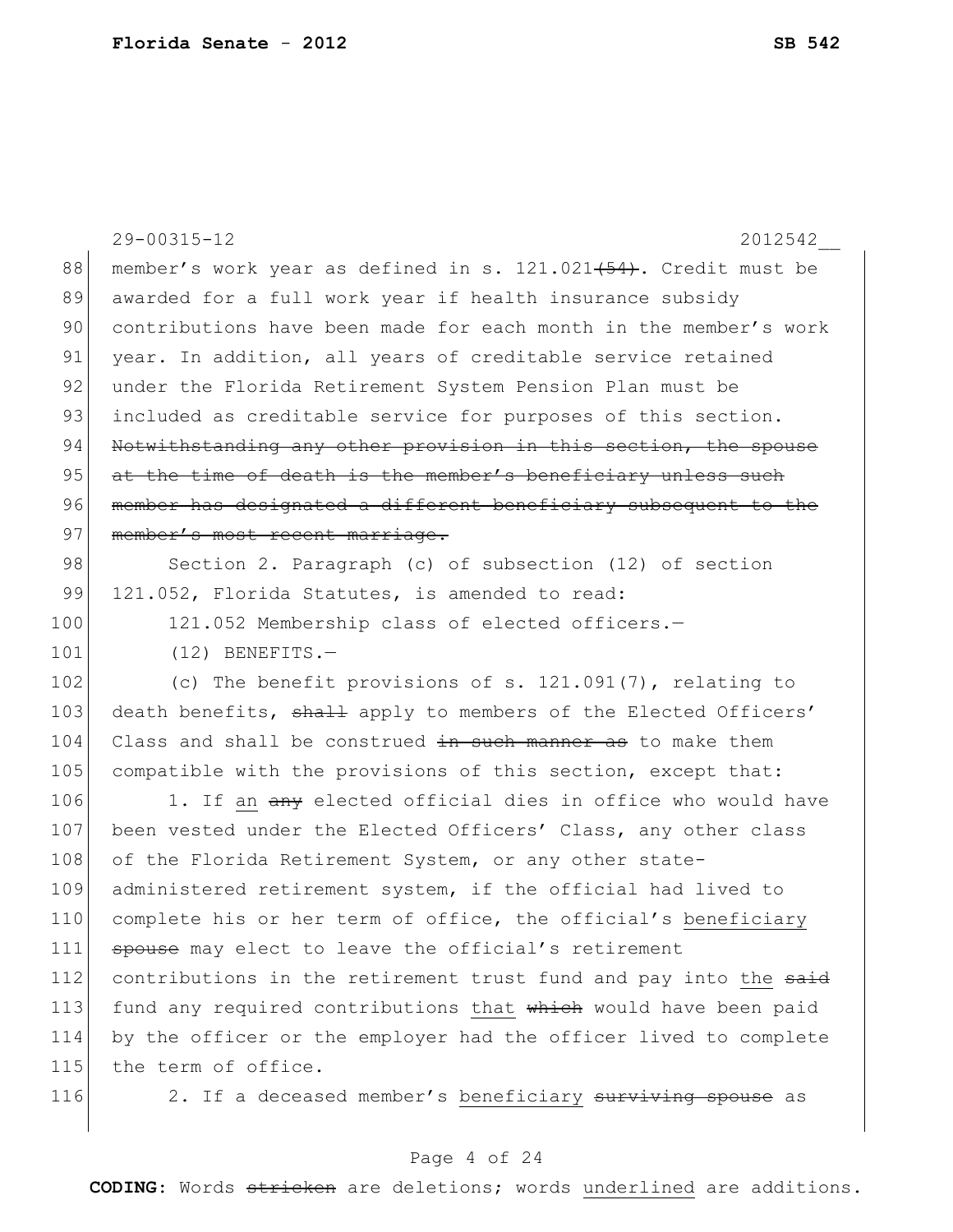member's work year as defined in s. 121.021~~(54)~~. Credit must be awarded for a full work year if health insurance subsidy contributions have been made for each month in the member's work year. In addition, all years of creditable service retained under the Florida Retirement System Pension Plan must be included as creditable service for purposes of this section. ~~Notwithstanding any other provision in this section, the spouse at the time of death is the member's beneficiary unless such member has designated a different beneficiary subsequent to the member's most recent marriage.~~

Section 2. Paragraph (c) of subsection (12) of section 121.052, Florida Statutes, is amended to read:

121.052 Membership class of elected officers.—

(12) BENEFITS.—

(c) The benefit provisions of s. 121.091(7), relating to death benefits, ~~shall~~ apply to members of the Elected Officers' Class and shall be construed ~~in such manner as~~ to make them compatible with the provisions of this section, except that:

1. If <u>an</u> ~~any~~ elected official dies in office who would have been vested under the Elected Officers' Class, any other class of the Florida Retirement System, or any other state-administered retirement system, if the official had lived to complete his or her term of office, the official's <u>beneficiary</u> ~~spouse~~ may elect to leave the official's retirement contributions in the retirement trust fund and pay into <u>the</u> ~~said~~ fund any required contributions <u>that</u> ~~which~~ would have been paid by the officer or the employer had the officer lived to complete the term of office.

2. If a deceased member's <u>beneficiary</u> ~~surviving spouse~~ as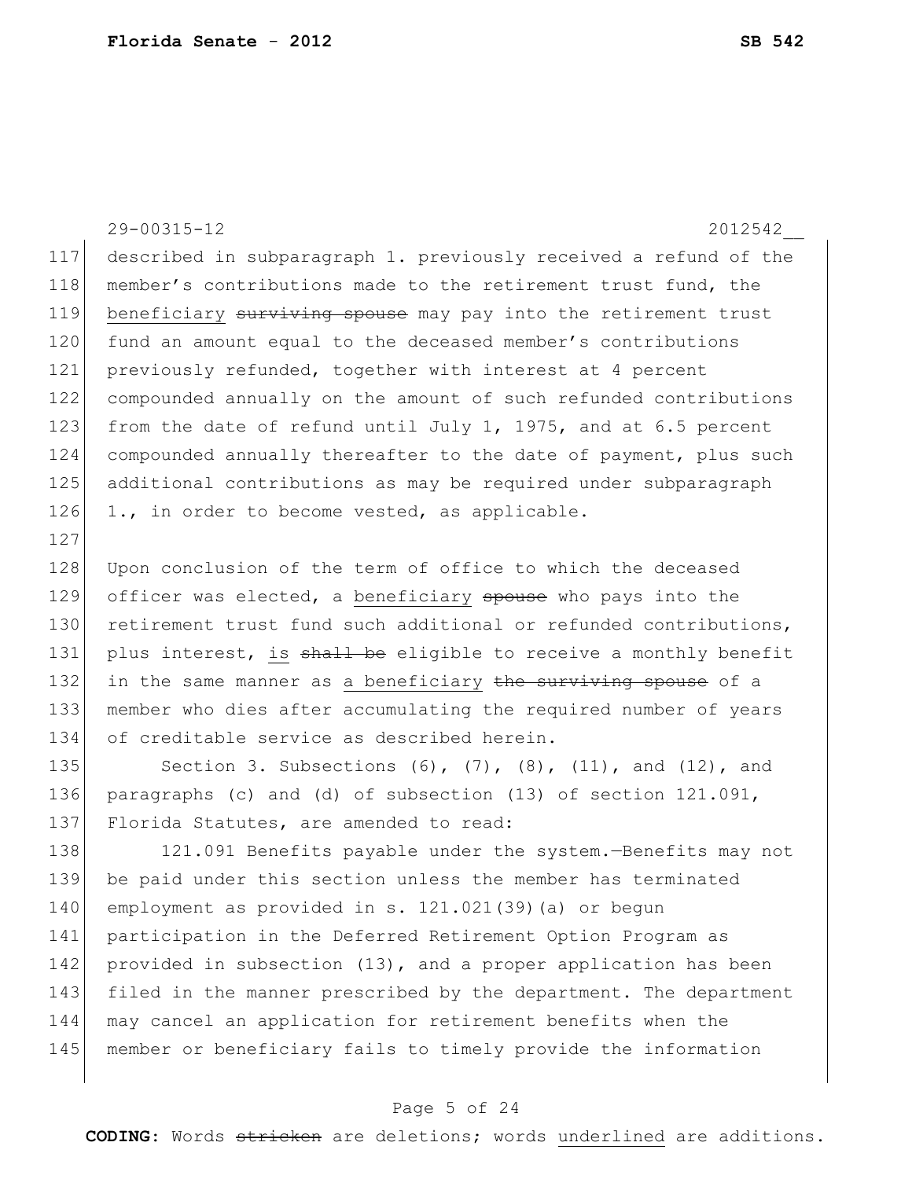described in subparagraph 1. previously received a refund of the member's contributions made to the retirement trust fund, the beneficiary ~~surviving spouse~~ may pay into the retirement trust fund an amount equal to the deceased member's contributions previously refunded, together with interest at 4 percent compounded annually on the amount of such refunded contributions from the date of refund until July 1, 1975, and at 6.5 percent compounded annually thereafter to the date of payment, plus such additional contributions as may be required under subparagraph 1., in order to become vested, as applicable.

Upon conclusion of the term of office to which the deceased officer was elected, a beneficiary ~~spouse~~ who pays into the retirement trust fund such additional or refunded contributions, plus interest, is ~~shall be~~ eligible to receive a monthly benefit in the same manner as a beneficiary ~~the surviving spouse~~ of a member who dies after accumulating the required number of years of creditable service as described herein.

Section 3. Subsections (6), (7), (8), (11), and (12), and paragraphs (c) and (d) of subsection (13) of section 121.091, Florida Statutes, are amended to read:

121.091 Benefits payable under the system.—Benefits may not be paid under this section unless the member has terminated employment as provided in s. 121.021(39)(a) or begun participation in the Deferred Retirement Option Program as provided in subsection (13), and a proper application has been filed in the manner prescribed by the department. The department may cancel an application for retirement benefits when the member or beneficiary fails to timely provide the information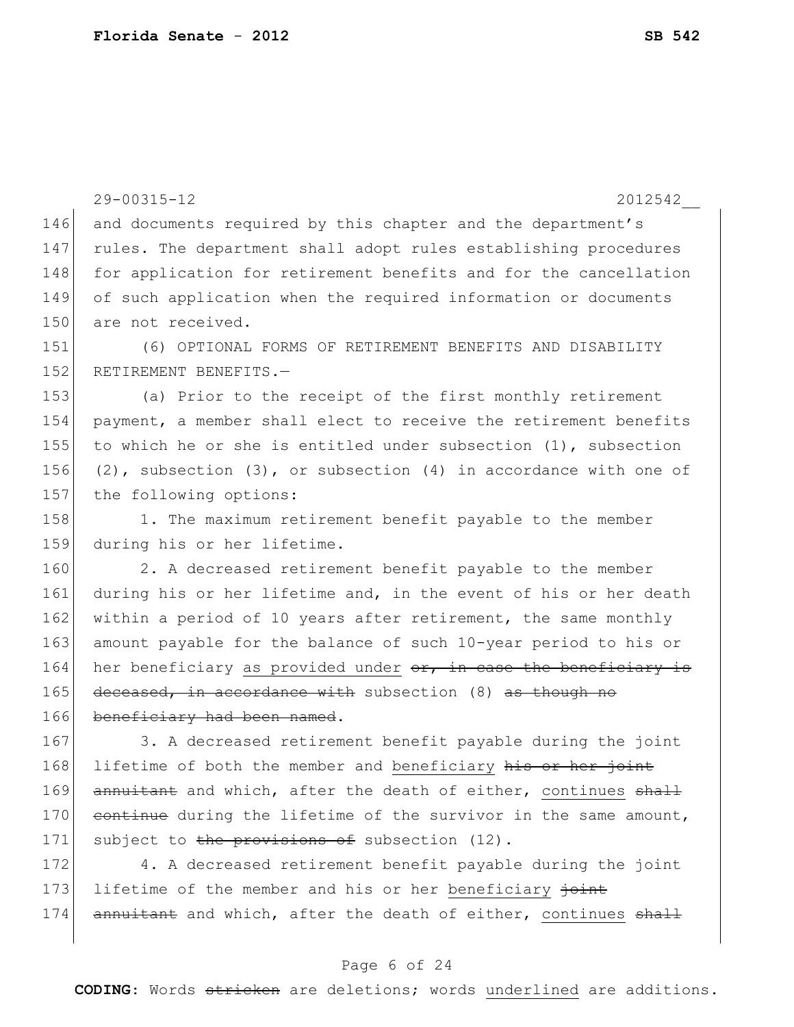and documents required by this chapter and the department's rules. The department shall adopt rules establishing procedures for application for retirement benefits and for the cancellation of such application when the required information or documents are not received.

(6) OPTIONAL FORMS OF RETIREMENT BENEFITS AND DISABILITY RETIREMENT BENEFITS.—

(a) Prior to the receipt of the first monthly retirement payment, a member shall elect to receive the retirement benefits to which he or she is entitled under subsection (1), subsection (2), subsection (3), or subsection (4) in accordance with one of the following options:

1. The maximum retirement benefit payable to the member during his or her lifetime.

2. A decreased retirement benefit payable to the member during his or her lifetime and, in the event of his or her death within a period of 10 years after retirement, the same monthly amount payable for the balance of such 10-year period to his or her beneficiary as provided under ~~or, in case the beneficiary is deceased, in accordance with~~ subsection (8) ~~as though no beneficiary had been named~~.

3. A decreased retirement benefit payable during the joint lifetime of both the member and beneficiary ~~his or her joint annuitant~~ and which, after the death of either, continues ~~shall continue~~ during the lifetime of the survivor in the same amount, subject to ~~the provisions of~~ subsection (12).

4. A decreased retirement benefit payable during the joint lifetime of the member and his or her beneficiary ~~joint annuitant~~ and which, after the death of either, continues ~~shall~~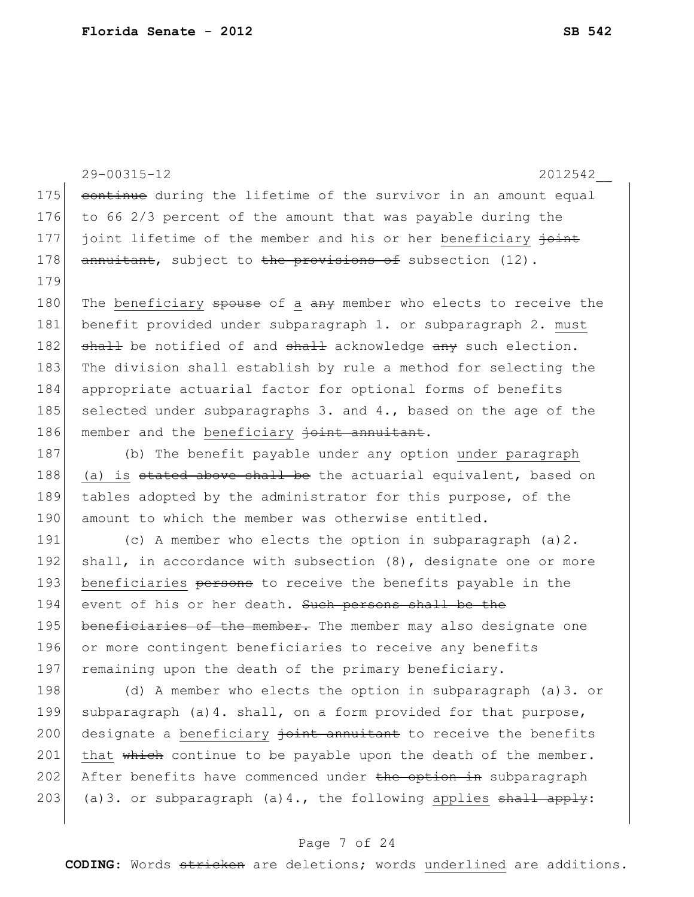continue during the lifetime of the survivor in an amount equal to 66 2/3 percent of the amount that was payable during the joint lifetime of the member and his or her beneficiary joint annuitant, subject to the provisions of subsection (12).

The beneficiary spouse of a any member who elects to receive the benefit provided under subparagraph 1. or subparagraph 2. must shall be notified of and shall acknowledge any such election. The division shall establish by rule a method for selecting the appropriate actuarial factor for optional forms of benefits selected under subparagraphs 3. and 4., based on the age of the member and the beneficiary joint annuitant.

(b) The benefit payable under any option under paragraph (a) is stated above shall be the actuarial equivalent, based on tables adopted by the administrator for this purpose, of the amount to which the member was otherwise entitled.

(c) A member who elects the option in subparagraph (a)2. shall, in accordance with subsection (8), designate one or more beneficiaries persons to receive the benefits payable in the event of his or her death. Such persons shall be the beneficiaries of the member. The member may also designate one or more contingent beneficiaries to receive any benefits remaining upon the death of the primary beneficiary.

(d) A member who elects the option in subparagraph (a)3. or subparagraph (a)4. shall, on a form provided for that purpose, designate a beneficiary joint annuitant to receive the benefits that which continue to be payable upon the death of the member. After benefits have commenced under the option in subparagraph (a)3. or subparagraph (a)4., the following applies shall apply: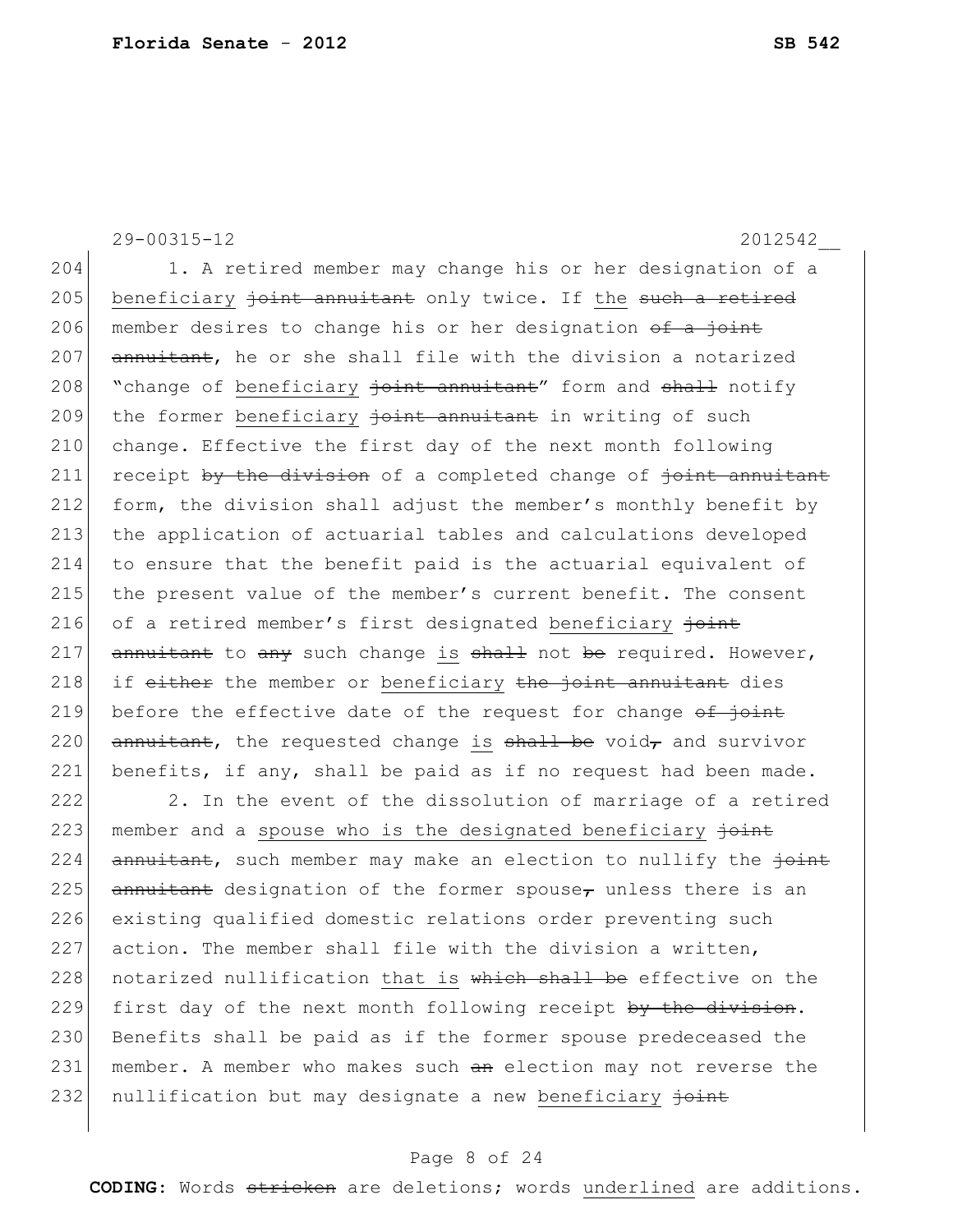1. A retired member may change his or her designation of a <u>beneficiary</u> ~~joint annuitant~~ only twice. If <u>the</u> ~~such a retired~~ member desires to change his or her designation ~~of a joint annuitant~~, he or she shall file with the division a notarized "change of <u>beneficiary</u> ~~joint annuitant~~" form and ~~shall~~ notify the former <u>beneficiary</u> ~~joint annuitant~~ in writing of such change. Effective the first day of the next month following receipt ~~by the division~~ of a completed change of ~~joint annuitant~~ form, the division shall adjust the member's monthly benefit by the application of actuarial tables and calculations developed to ensure that the benefit paid is the actuarial equivalent of the present value of the member's current benefit. The consent of a retired member's first designated <u>beneficiary</u> ~~joint annuitant~~ to ~~any~~ such change <u>is</u> ~~shall~~ not ~~be~~ required. However, if ~~either~~ the member or <u>beneficiary</u> ~~the joint annuitant~~ dies before the effective date of the request for change ~~of joint annuitant~~, the requested change <u>is</u> ~~shall be~~ void~~,~~ and survivor benefits, if any, shall be paid as if no request had been made.

2. In the event of the dissolution of marriage of a retired member and a <u>spouse who is the designated beneficiary</u> ~~joint annuitant~~, such member may make an election to nullify the ~~joint annuitant~~ designation of the former spouse~~,~~ unless there is an existing qualified domestic relations order preventing such action. The member shall file with the division a written, notarized nullification <u>that is</u> ~~which shall be~~ effective on the first day of the next month following receipt ~~by the division~~. Benefits shall be paid as if the former spouse predeceased the member. A member who makes such ~~an~~ election may not reverse the nullification but may designate a new <u>beneficiary</u> ~~joint~~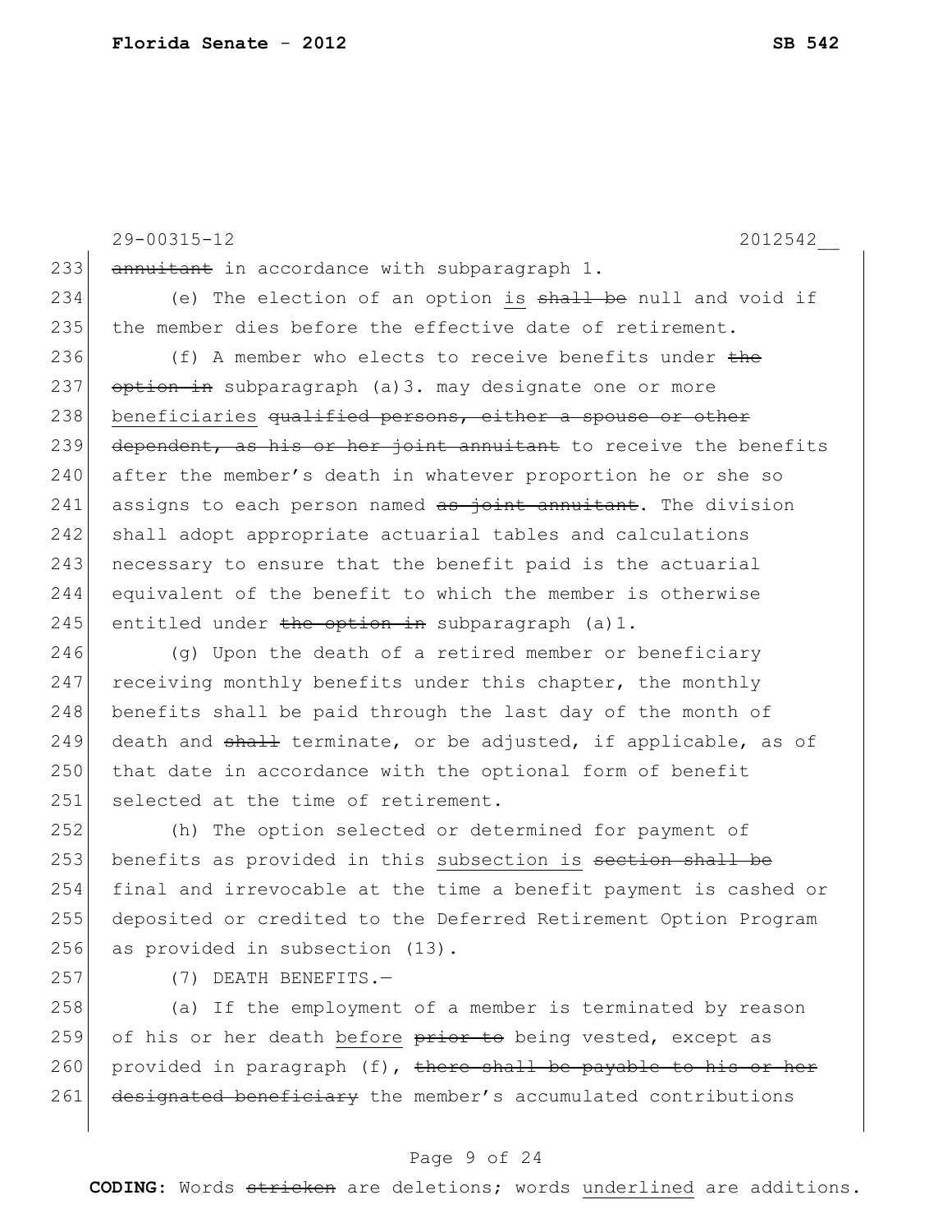~~annuitant~~ in accordance with subparagraph 1.

(e) The election of an option is ~~shall be~~ null and void if the member dies before the effective date of retirement.

(f) A member who elects to receive benefits under ~~the option in~~ subparagraph (a)3. may designate one or more beneficiaries ~~qualified persons, either a spouse or other dependent, as his or her joint annuitant~~ to receive the benefits after the member's death in whatever proportion he or she so assigns to each person named ~~as joint annuitant~~. The division shall adopt appropriate actuarial tables and calculations necessary to ensure that the benefit paid is the actuarial equivalent of the benefit to which the member is otherwise entitled under ~~the option in~~ subparagraph (a)1.

(g) Upon the death of a retired member or beneficiary receiving monthly benefits under this chapter, the monthly benefits shall be paid through the last day of the month of death and ~~shall~~ terminate, or be adjusted, if applicable, as of that date in accordance with the optional form of benefit selected at the time of retirement.

(h) The option selected or determined for payment of benefits as provided in this subsection is ~~section shall be~~ final and irrevocable at the time a benefit payment is cashed or deposited or credited to the Deferred Retirement Option Program as provided in subsection (13).

(7) DEATH BENEFITS.—

(a) If the employment of a member is terminated by reason of his or her death before ~~prior to~~ being vested, except as provided in paragraph (f), ~~there shall be payable to his or her designated beneficiary~~ the member's accumulated contributions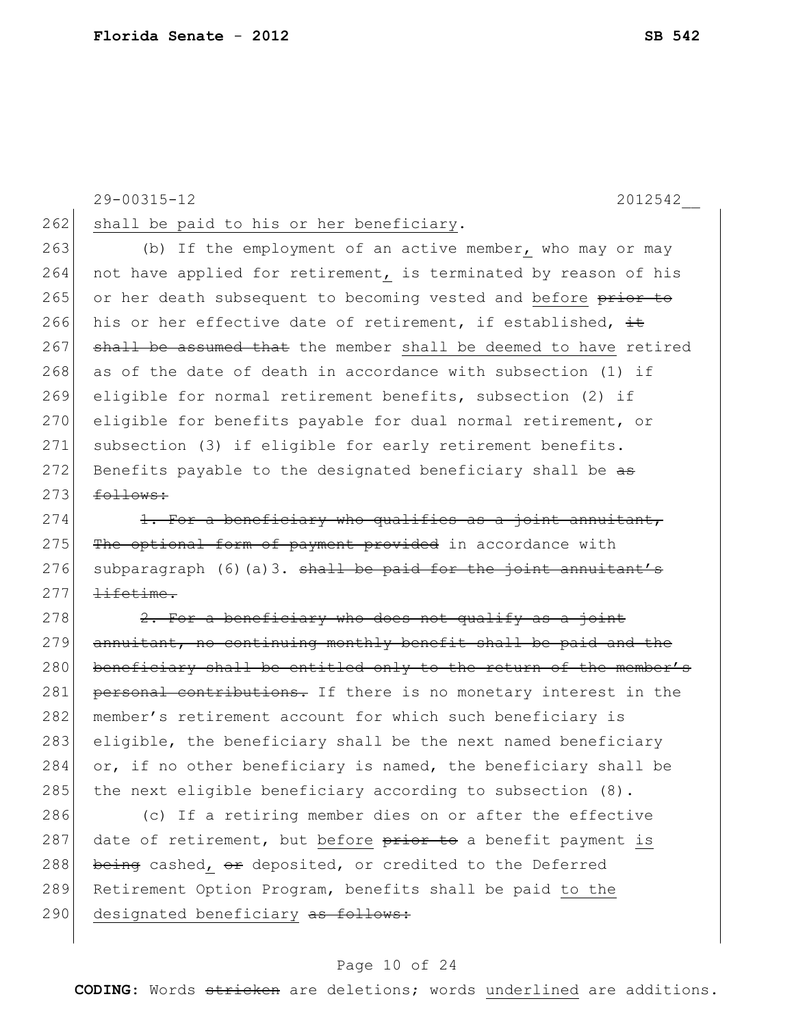shall be paid to his or her beneficiary.

(b) If the employment of an active member, who may or may not have applied for retirement, is terminated by reason of his or her death subsequent to becoming vested and before ~~prior to~~ his or her effective date of retirement, if established, ~~it shall be assumed that~~ the member shall be deemed to have retired as of the date of death in accordance with subsection (1) if eligible for normal retirement benefits, subsection (2) if eligible for benefits payable for dual normal retirement, or subsection (3) if eligible for early retirement benefits. Benefits payable to the designated beneficiary shall be ~~as follows:~~

~~1. For a beneficiary who qualifies as a joint annuitant, The optional form of payment provided~~ in accordance with subparagraph (6)(a)3. ~~shall be paid for the joint annuitant's lifetime.~~

~~2. For a beneficiary who does not qualify as a joint annuitant, no continuing monthly benefit shall be paid and the beneficiary shall be entitled only to the return of the member's personal contributions.~~ If there is no monetary interest in the member's retirement account for which such beneficiary is eligible, the beneficiary shall be the next named beneficiary or, if no other beneficiary is named, the beneficiary shall be the next eligible beneficiary according to subsection (8).

(c) If a retiring member dies on or after the effective date of retirement, but before ~~prior to~~ a benefit payment is ~~being~~ cashed, ~~or~~ deposited, or credited to the Deferred Retirement Option Program, benefits shall be paid to the designated beneficiary ~~as follows:~~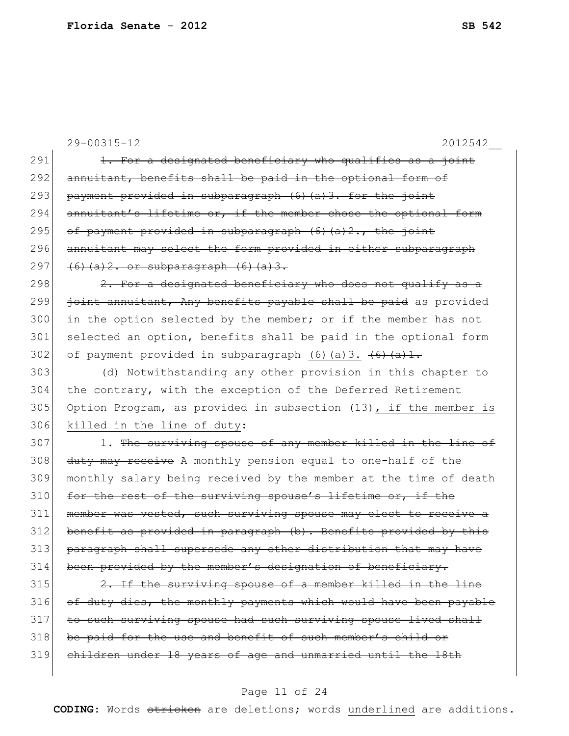29-00315-12 2012542__

291 ~~1. For a designated beneficiary who qualifies as a joint~~
292 ~~annuitant, benefits shall be paid in the optional form of~~
293 ~~payment provided in subparagraph (6)(a)3. for the joint~~
294 ~~annuitant's lifetime or, if the member chose the optional form~~
295 ~~of payment provided in subparagraph (6)(a)2., the joint~~
296 ~~annuitant may select the form provided in either subparagraph~~
297 ~~(6)(a)2. or subparagraph (6)(a)3.~~

298 ~~2. For a designated beneficiary who does not qualify as a~~
299 ~~joint annuitant, Any benefits payable shall be paid~~ as provided
300 in the option selected by the member; or if the member has not
301 selected an option, benefits shall be paid in the optional form
302 of payment provided in subparagraph <u>(6)(a)3.</u> ~~(6)(a)1.~~

303 (d) Notwithstanding any other provision in this chapter to
304 the contrary, with the exception of the Deferred Retirement
305 Option Program, as provided in subsection (13)<u>, if the member is</u>
306 <u>killed in the line of duty</u>:

307 1. ~~The surviving spouse of any member killed in the line of~~
308 ~~duty may receive~~ A monthly pension equal to one-half of the
309 monthly salary being received by the member at the time of death
310 ~~for the rest of the surviving spouse's lifetime or, if the~~
311 ~~member was vested, such surviving spouse may elect to receive a~~
312 ~~benefit as provided in paragraph (b). Benefits provided by this~~
313 ~~paragraph shall supersede any other distribution that may have~~
314 ~~been provided by the member's designation of beneficiary.~~

315 ~~2. If the surviving spouse of a member killed in the line~~
316 ~~of duty dies, the monthly payments which would have been payable~~
317 ~~to such surviving spouse had such surviving spouse lived shall~~
318 ~~be paid for the use and benefit of such member's child or~~
319 ~~children under 18 years of age and unmarried until the 18th~~

**CODING:** Words ~~stricken~~ are deletions; words <u>underlined</u> are additions.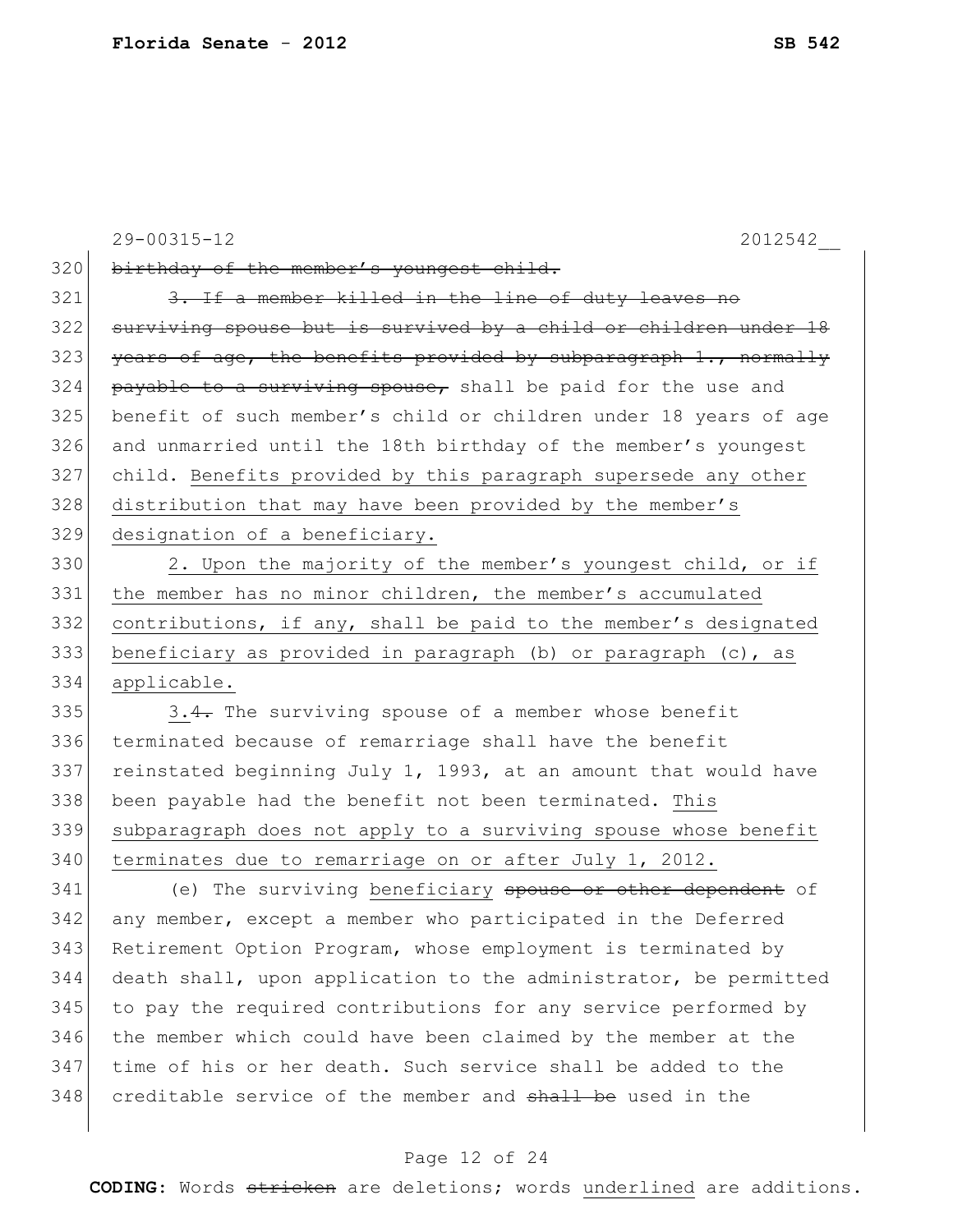birthday of the member's youngest child.

3. If a member killed in the line of duty leaves no surviving spouse but is survived by a child or children under 18 years of age, the benefits provided by subparagraph 1., normally payable to a surviving spouse, shall be paid for the use and benefit of such member's child or children under 18 years of age and unmarried until the 18th birthday of the member's youngest child. Benefits provided by this paragraph supersede any other distribution that may have been provided by the member's designation of a beneficiary.

2. Upon the majority of the member's youngest child, or if the member has no minor children, the member's accumulated contributions, if any, shall be paid to the member's designated beneficiary as provided in paragraph (b) or paragraph (c), as applicable.

3.4. The surviving spouse of a member whose benefit terminated because of remarriage shall have the benefit reinstated beginning July 1, 1993, at an amount that would have been payable had the benefit not been terminated. This subparagraph does not apply to a surviving spouse whose benefit terminates due to remarriage on or after July 1, 2012.

(e) The surviving beneficiary spouse or other dependent of any member, except a member who participated in the Deferred Retirement Option Program, whose employment is terminated by death shall, upon application to the administrator, be permitted to pay the required contributions for any service performed by the member which could have been claimed by the member at the time of his or her death. Such service shall be added to the creditable service of the member and shall be used in the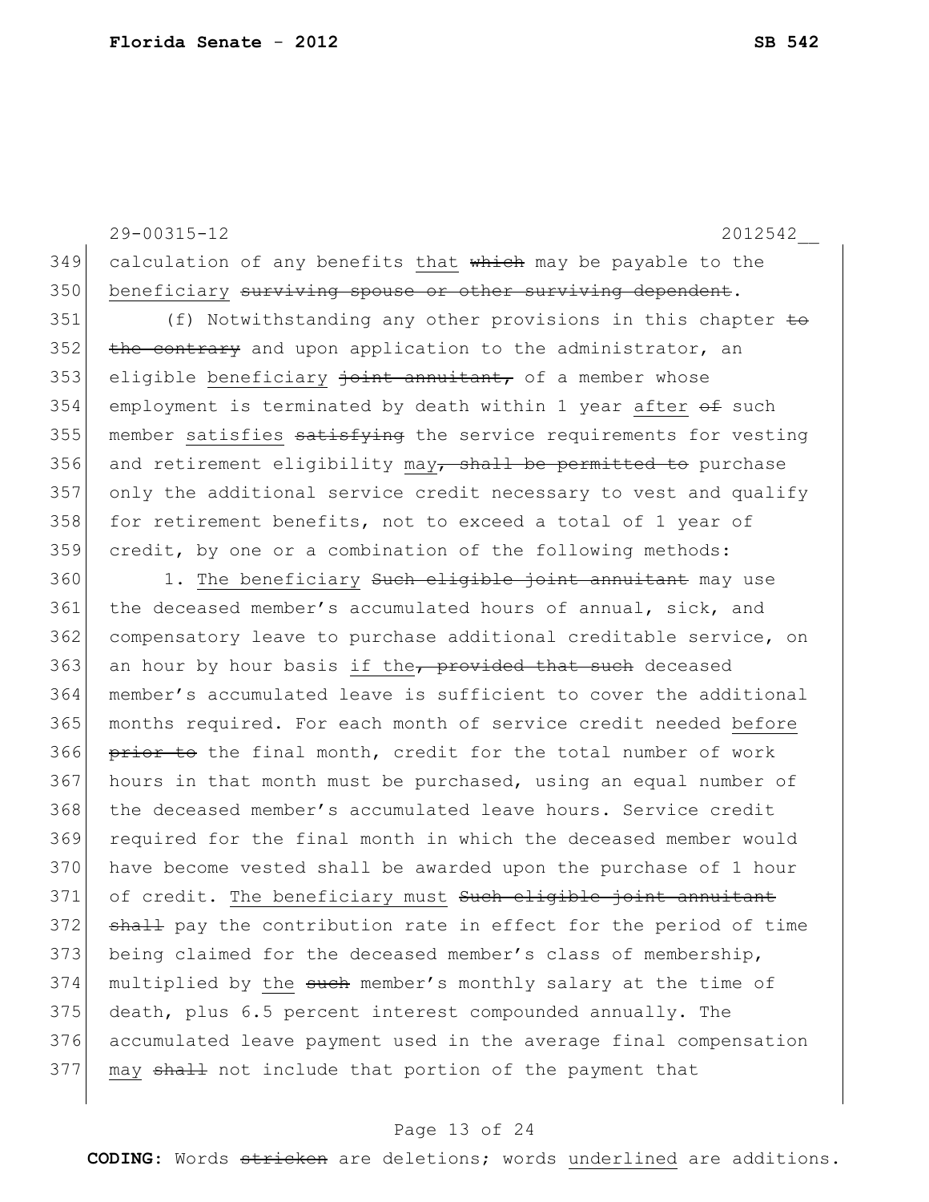calculation of any benefits that ~~which~~ may be payable to the beneficiary ~~surviving spouse or other surviving dependent~~.

(f) Notwithstanding any other provisions in this chapter ~~to the contrary~~ and upon application to the administrator, an eligible beneficiary ~~joint annuitant,~~ of a member whose employment is terminated by death within 1 year after ~~of~~ such member satisfies ~~satisfying~~ the service requirements for vesting and retirement eligibility may~~, shall be permitted to~~ purchase only the additional service credit necessary to vest and qualify for retirement benefits, not to exceed a total of 1 year of credit, by one or a combination of the following methods:

1. The beneficiary ~~Such eligible joint annuitant~~ may use the deceased member's accumulated hours of annual, sick, and compensatory leave to purchase additional creditable service, on an hour by hour basis if the~~, provided that such~~ deceased member's accumulated leave is sufficient to cover the additional months required. For each month of service credit needed before ~~prior to~~ the final month, credit for the total number of work hours in that month must be purchased, using an equal number of the deceased member's accumulated leave hours. Service credit required for the final month in which the deceased member would have become vested shall be awarded upon the purchase of 1 hour of credit. The beneficiary must ~~Such eligible joint annuitant shall~~ pay the contribution rate in effect for the period of time being claimed for the deceased member's class of membership, multiplied by the ~~such~~ member's monthly salary at the time of death, plus 6.5 percent interest compounded annually. The accumulated leave payment used in the average final compensation may ~~shall~~ not include that portion of the payment that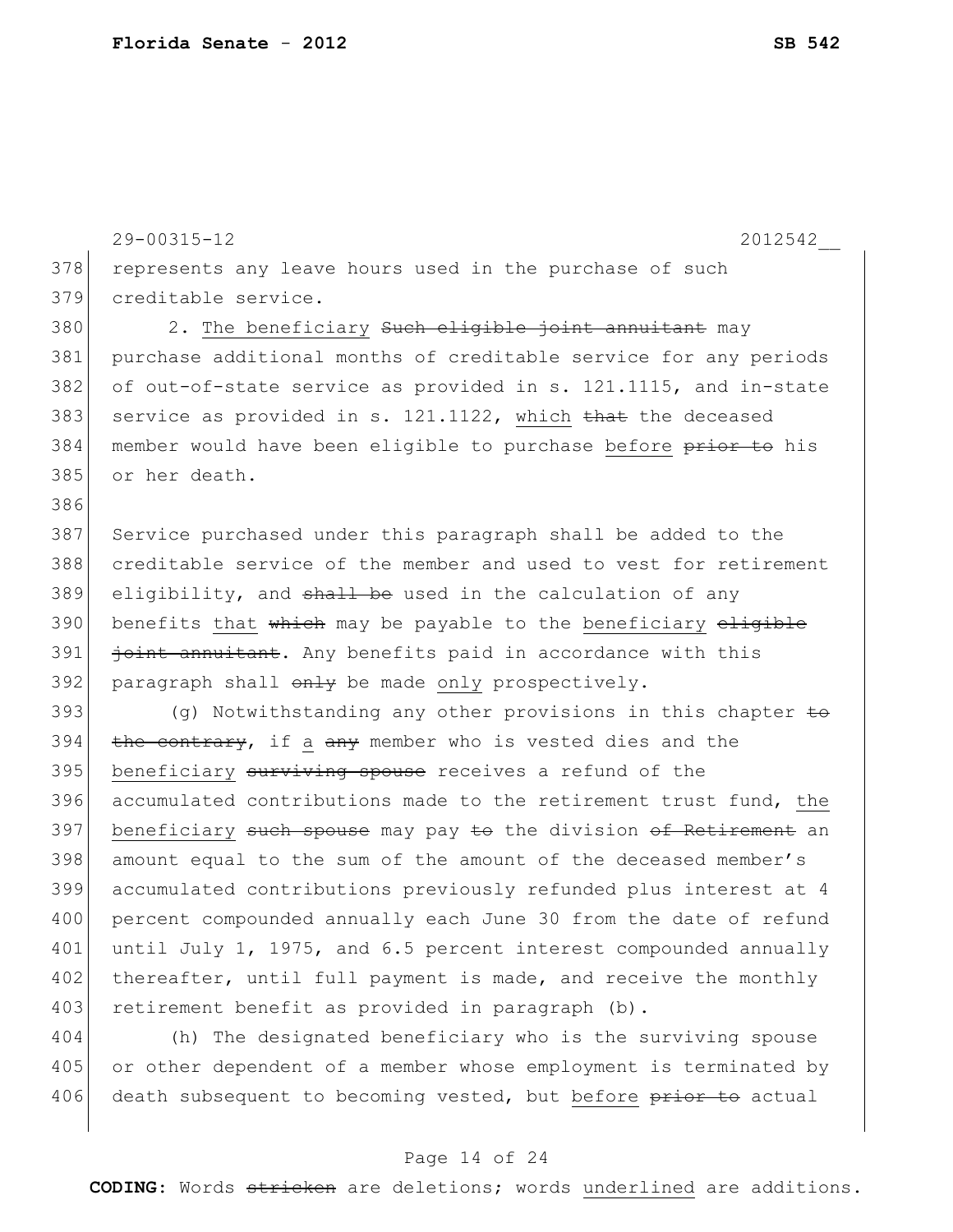represents any leave hours used in the purchase of such creditable service.

2. The beneficiary ~~Such eligible joint annuitant~~ may purchase additional months of creditable service for any periods of out-of-state service as provided in s. 121.1115, and in-state service as provided in s. 121.1122, which ~~that~~ the deceased member would have been eligible to purchase before ~~prior to~~ his or her death.

Service purchased under this paragraph shall be added to the creditable service of the member and used to vest for retirement eligibility, and ~~shall be~~ used in the calculation of any benefits that ~~which~~ may be payable to the beneficiary ~~eligible joint annuitant~~. Any benefits paid in accordance with this paragraph shall ~~only~~ be made only prospectively.

(g) Notwithstanding any other provisions in this chapter ~~to the contrary~~, if a ~~any~~ member who is vested dies and the beneficiary ~~surviving spouse~~ receives a refund of the accumulated contributions made to the retirement trust fund, the beneficiary ~~such spouse~~ may pay ~~to~~ the division ~~of Retirement~~ an amount equal to the sum of the amount of the deceased member's accumulated contributions previously refunded plus interest at 4 percent compounded annually each June 30 from the date of refund until July 1, 1975, and 6.5 percent interest compounded annually thereafter, until full payment is made, and receive the monthly retirement benefit as provided in paragraph (b).

(h) The designated beneficiary who is the surviving spouse or other dependent of a member whose employment is terminated by death subsequent to becoming vested, but before ~~prior to~~ actual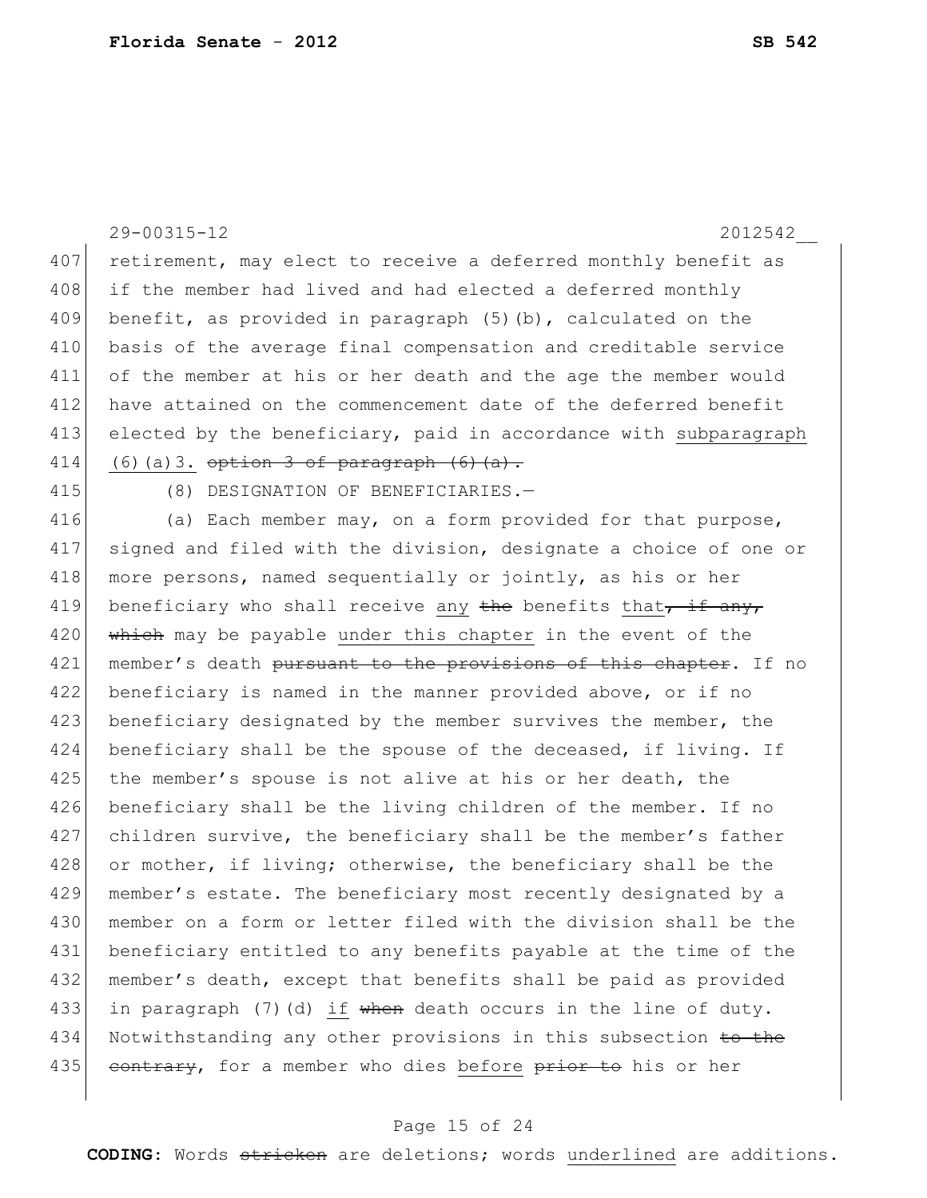retirement, may elect to receive a deferred monthly benefit as if the member had lived and had elected a deferred monthly benefit, as provided in paragraph (5)(b), calculated on the basis of the average final compensation and creditable service of the member at his or her death and the age the member would have attained on the commencement date of the deferred benefit elected by the beneficiary, paid in accordance with <u>subparagraph (6)(a)3.</u> ~~option 3 of paragraph (6)(a).~~

(8) DESIGNATION OF BENEFICIARIES.—

(a) Each member may, on a form provided for that purpose, signed and filed with the division, designate a choice of one or more persons, named sequentially or jointly, as his or her beneficiary who shall receive <u>any</u> ~~the~~ benefits <u>that</u>~~, if any, which~~ may be payable <u>under this chapter</u> in the event of the member's death ~~pursuant to the provisions of this chapter~~. If no beneficiary is named in the manner provided above, or if no beneficiary designated by the member survives the member, the beneficiary shall be the spouse of the deceased, if living. If the member's spouse is not alive at his or her death, the beneficiary shall be the living children of the member. If no children survive, the beneficiary shall be the member's father or mother, if living; otherwise, the beneficiary shall be the member's estate. The beneficiary most recently designated by a member on a form or letter filed with the division shall be the beneficiary entitled to any benefits payable at the time of the member's death, except that benefits shall be paid as provided in paragraph (7)(d) <u>if</u> ~~when~~ death occurs in the line of duty. Notwithstanding any other provisions in this subsection ~~to the contrary~~, for a member who dies <u>before</u> ~~prior to~~ his or her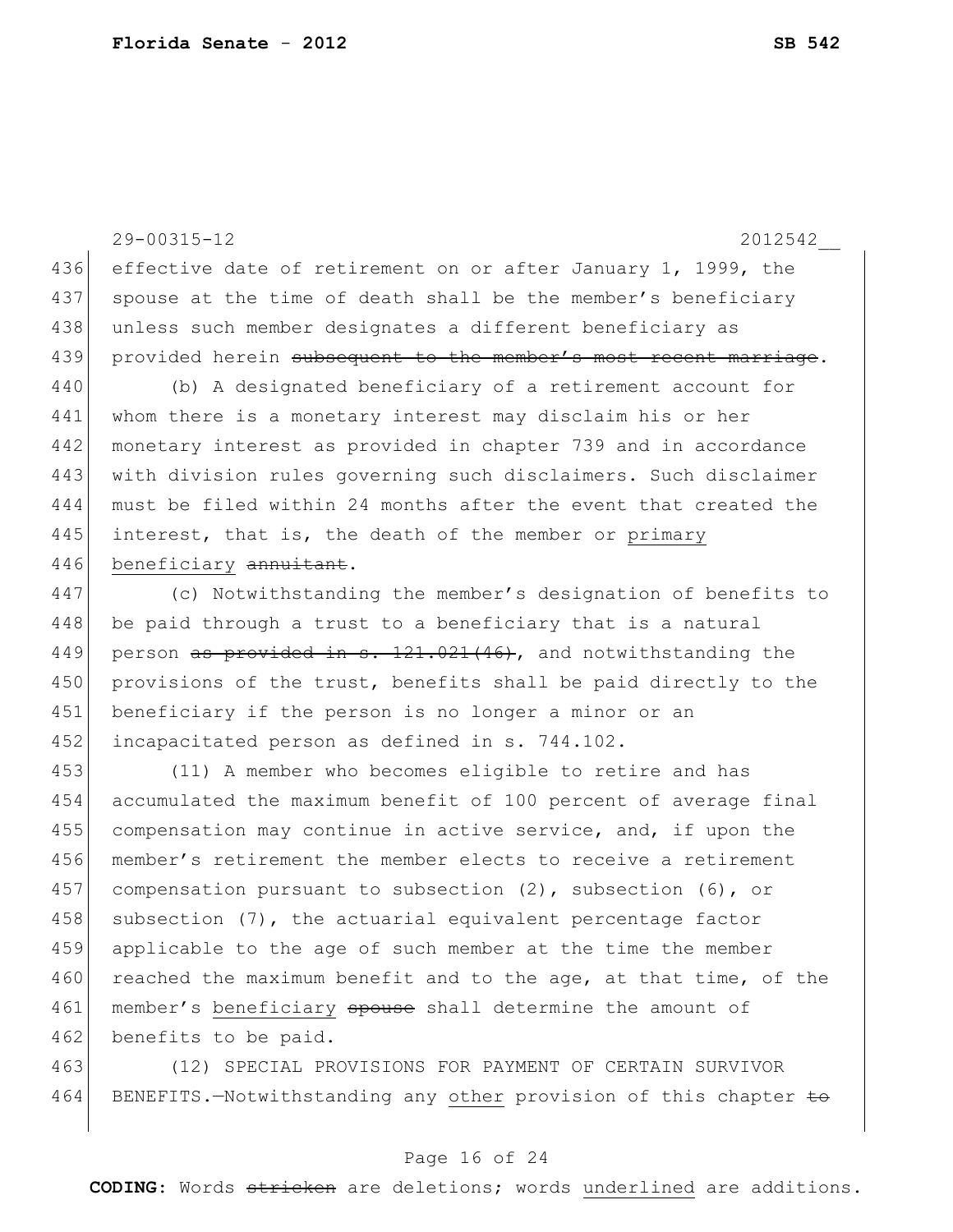effective date of retirement on or after January 1, 1999, the spouse at the time of death shall be the member's beneficiary unless such member designates a different beneficiary as provided herein ~~subsequent to the member's most recent marriage~~.

(b) A designated beneficiary of a retirement account for whom there is a monetary interest may disclaim his or her monetary interest as provided in chapter 739 and in accordance with division rules governing such disclaimers. Such disclaimer must be filed within 24 months after the event that created the interest, that is, the death of the member or <u>primary beneficiary</u> ~~annuitant~~.

(c) Notwithstanding the member's designation of benefits to be paid through a trust to a beneficiary that is a natural person ~~as provided in s. 121.021(46)~~, and notwithstanding the provisions of the trust, benefits shall be paid directly to the beneficiary if the person is no longer a minor or an incapacitated person as defined in s. 744.102.

(11) A member who becomes eligible to retire and has accumulated the maximum benefit of 100 percent of average final compensation may continue in active service, and, if upon the member's retirement the member elects to receive a retirement compensation pursuant to subsection (2), subsection (6), or subsection (7), the actuarial equivalent percentage factor applicable to the age of such member at the time the member reached the maximum benefit and to the age, at that time, of the member's <u>beneficiary</u> ~~spouse~~ shall determine the amount of benefits to be paid.

(12) SPECIAL PROVISIONS FOR PAYMENT OF CERTAIN SURVIVOR BENEFITS.—Notwithstanding any <u>other</u> provision of this chapter ~~to~~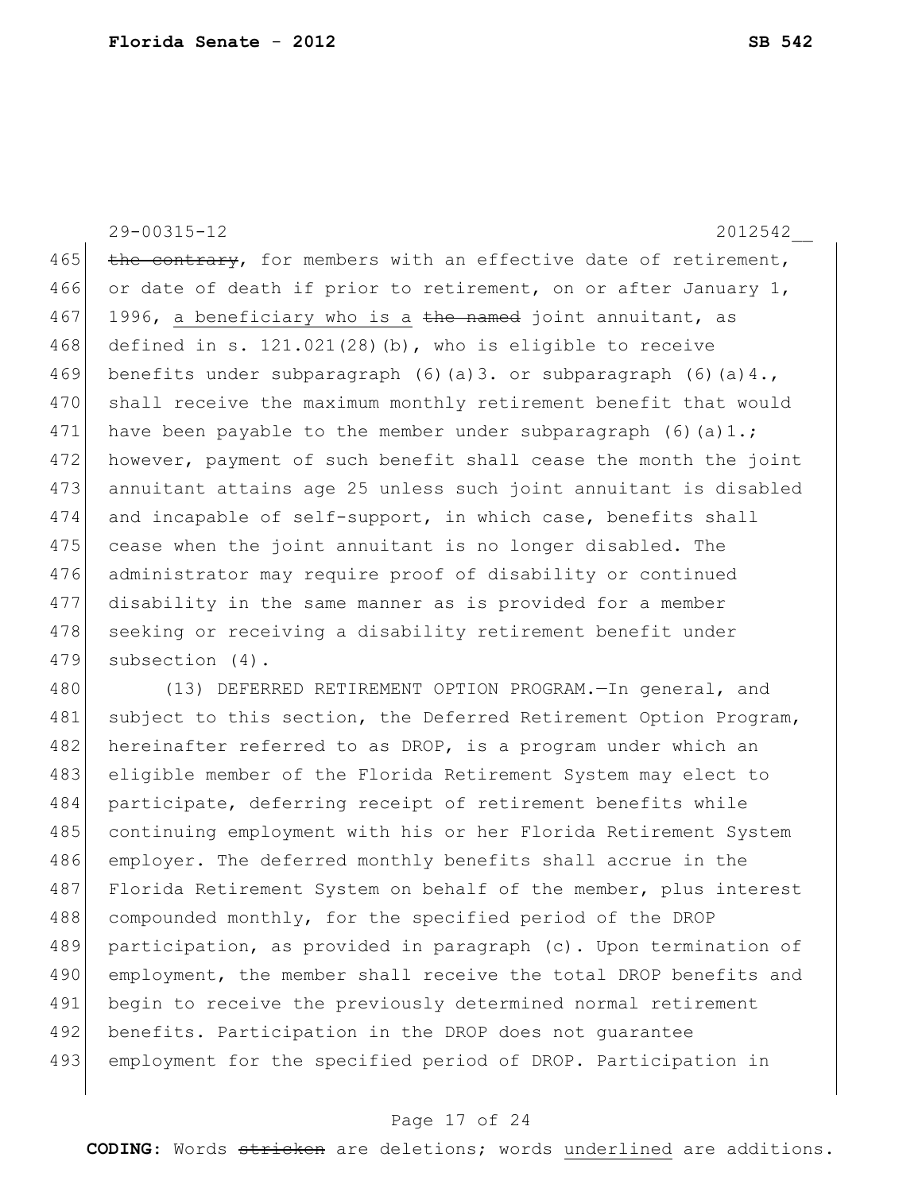~~the contrary~~, for members with an effective date of retirement, or date of death if prior to retirement, on or after January 1, 1996, <u>a beneficiary who is a</u> ~~the named~~ joint annuitant, as defined in s. 121.021(28)(b), who is eligible to receive benefits under subparagraph (6)(a)3. or subparagraph (6)(a)4., shall receive the maximum monthly retirement benefit that would have been payable to the member under subparagraph (6)(a)1.; however, payment of such benefit shall cease the month the joint annuitant attains age 25 unless such joint annuitant is disabled and incapable of self-support, in which case, benefits shall cease when the joint annuitant is no longer disabled. The administrator may require proof of disability or continued disability in the same manner as is provided for a member seeking or receiving a disability retirement benefit under subsection (4).

(13) DEFERRED RETIREMENT OPTION PROGRAM.—In general, and subject to this section, the Deferred Retirement Option Program, hereinafter referred to as DROP, is a program under which an eligible member of the Florida Retirement System may elect to participate, deferring receipt of retirement benefits while continuing employment with his or her Florida Retirement System employer. The deferred monthly benefits shall accrue in the Florida Retirement System on behalf of the member, plus interest compounded monthly, for the specified period of the DROP participation, as provided in paragraph (c). Upon termination of employment, the member shall receive the total DROP benefits and begin to receive the previously determined normal retirement benefits. Participation in the DROP does not guarantee employment for the specified period of DROP. Participation in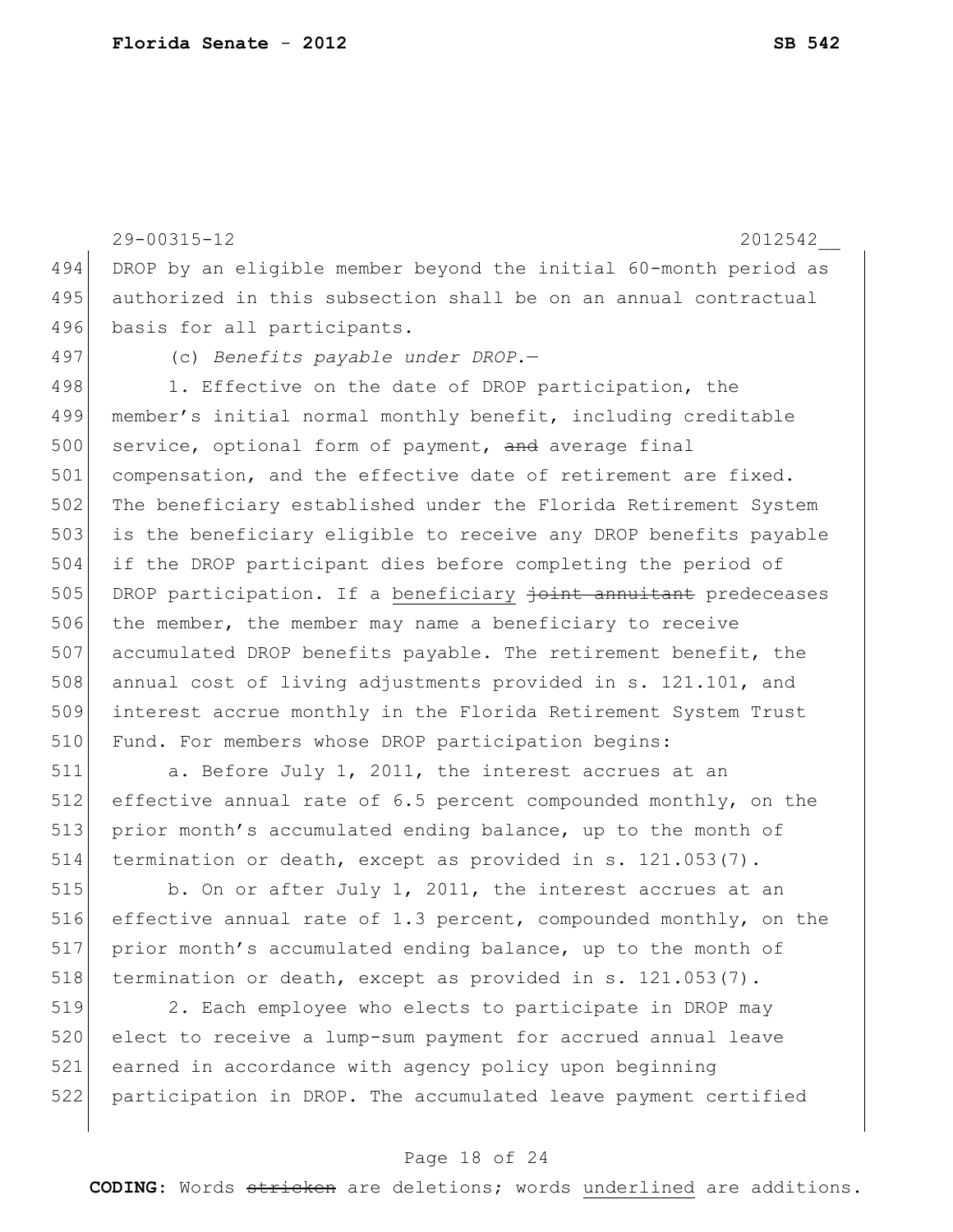DROP by an eligible member beyond the initial 60-month period as authorized in this subsection shall be on an annual contractual basis for all participants.

(c) *Benefits payable under DROP.*—

1. Effective on the date of DROP participation, the member's initial normal monthly benefit, including creditable service, optional form of payment, ~~and~~ average final compensation, and the effective date of retirement are fixed. The beneficiary established under the Florida Retirement System is the beneficiary eligible to receive any DROP benefits payable if the DROP participant dies before completing the period of DROP participation. If a <u>beneficiary</u> ~~joint annuitant~~ predeceases the member, the member may name a beneficiary to receive accumulated DROP benefits payable. The retirement benefit, the annual cost of living adjustments provided in s. 121.101, and interest accrue monthly in the Florida Retirement System Trust Fund. For members whose DROP participation begins:

a. Before July 1, 2011, the interest accrues at an effective annual rate of 6.5 percent compounded monthly, on the prior month's accumulated ending balance, up to the month of termination or death, except as provided in s. 121.053(7).

b. On or after July 1, 2011, the interest accrues at an effective annual rate of 1.3 percent, compounded monthly, on the prior month's accumulated ending balance, up to the month of termination or death, except as provided in s. 121.053(7).

2. Each employee who elects to participate in DROP may elect to receive a lump-sum payment for accrued annual leave earned in accordance with agency policy upon beginning participation in DROP. The accumulated leave payment certified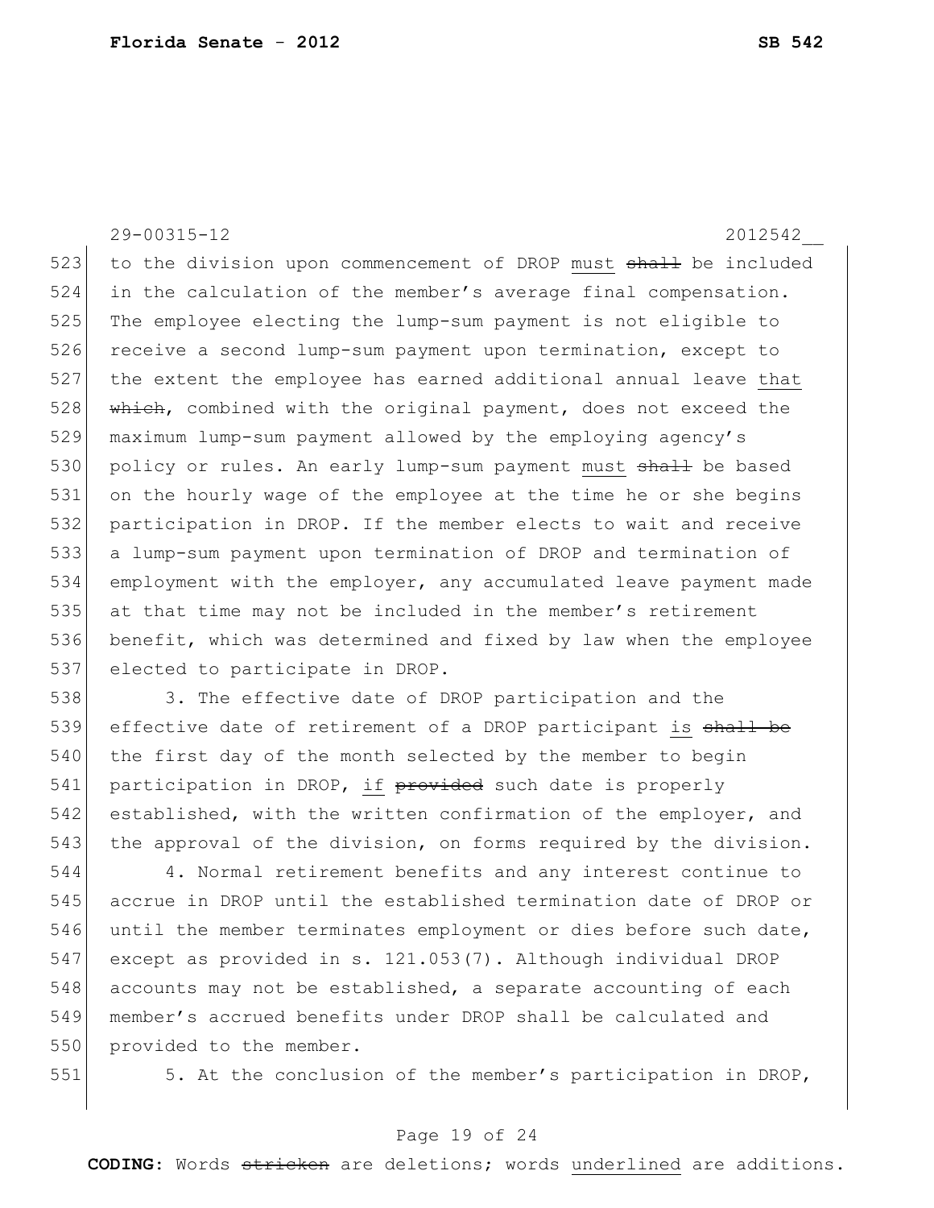to the division upon commencement of DROP must ~~shall~~ be included in the calculation of the member's average final compensation. The employee electing the lump-sum payment is not eligible to receive a second lump-sum payment upon termination, except to the extent the employee has earned additional annual leave that ~~which~~, combined with the original payment, does not exceed the maximum lump-sum payment allowed by the employing agency's policy or rules. An early lump-sum payment must ~~shall~~ be based on the hourly wage of the employee at the time he or she begins participation in DROP. If the member elects to wait and receive a lump-sum payment upon termination of DROP and termination of employment with the employer, any accumulated leave payment made at that time may not be included in the member's retirement benefit, which was determined and fixed by law when the employee elected to participate in DROP.

3. The effective date of DROP participation and the effective date of retirement of a DROP participant is ~~shall be~~ the first day of the month selected by the member to begin participation in DROP, if ~~provided~~ such date is properly established, with the written confirmation of the employer, and the approval of the division, on forms required by the division.

4. Normal retirement benefits and any interest continue to accrue in DROP until the established termination date of DROP or until the member terminates employment or dies before such date, except as provided in s. 121.053(7). Although individual DROP accounts may not be established, a separate accounting of each member's accrued benefits under DROP shall be calculated and provided to the member.

5. At the conclusion of the member's participation in DROP,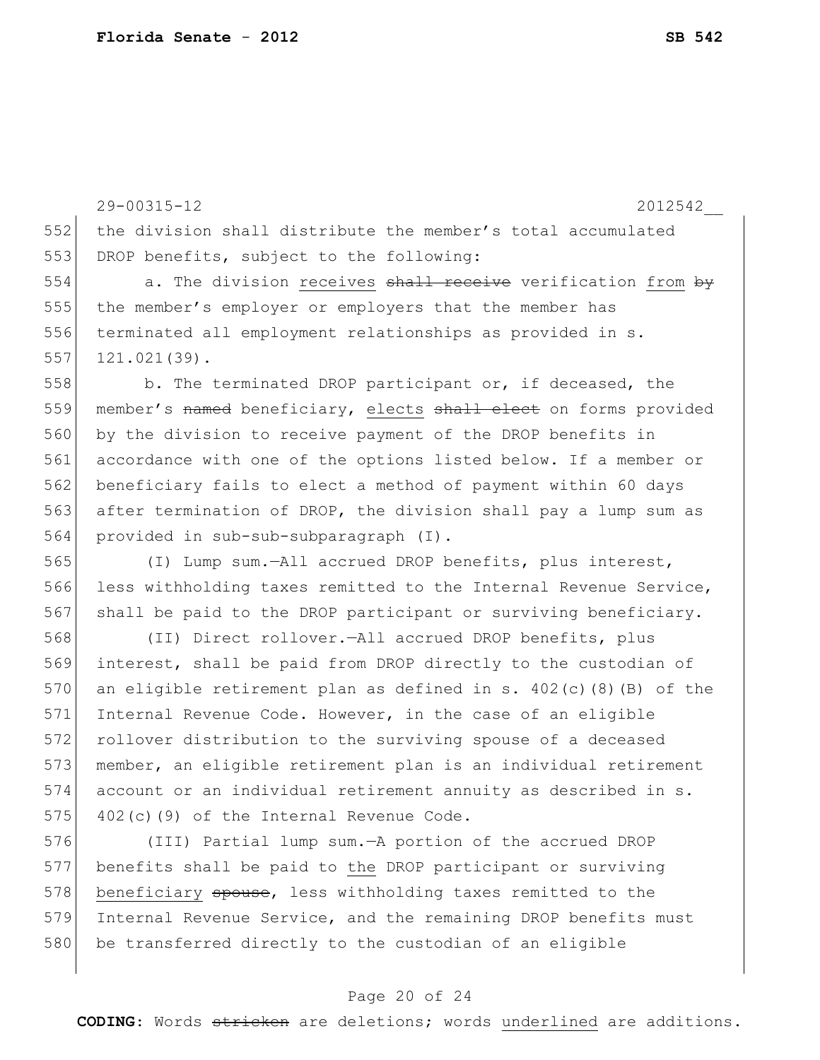the division shall distribute the member's total accumulated DROP benefits, subject to the following:

a. The division <u>receives</u> ~~shall receive~~ verification <u>from</u> ~~by~~ the member's employer or employers that the member has terminated all employment relationships as provided in s. 121.021(39).

b. The terminated DROP participant or, if deceased, the member's ~~named~~ beneficiary, <u>elects</u> ~~shall elect~~ on forms provided by the division to receive payment of the DROP benefits in accordance with one of the options listed below. If a member or beneficiary fails to elect a method of payment within 60 days after termination of DROP, the division shall pay a lump sum as provided in sub-sub-subparagraph (I).

(I) Lump sum.—All accrued DROP benefits, plus interest, less withholding taxes remitted to the Internal Revenue Service, shall be paid to the DROP participant or surviving beneficiary.

(II) Direct rollover.—All accrued DROP benefits, plus interest, shall be paid from DROP directly to the custodian of an eligible retirement plan as defined in s. 402(c)(8)(B) of the Internal Revenue Code. However, in the case of an eligible rollover distribution to the surviving spouse of a deceased member, an eligible retirement plan is an individual retirement account or an individual retirement annuity as described in s. 402(c)(9) of the Internal Revenue Code.

(III) Partial lump sum.—A portion of the accrued DROP benefits shall be paid to <u>the</u> DROP participant or surviving <u>beneficiary</u> ~~spouse~~, less withholding taxes remitted to the Internal Revenue Service, and the remaining DROP benefits must be transferred directly to the custodian of an eligible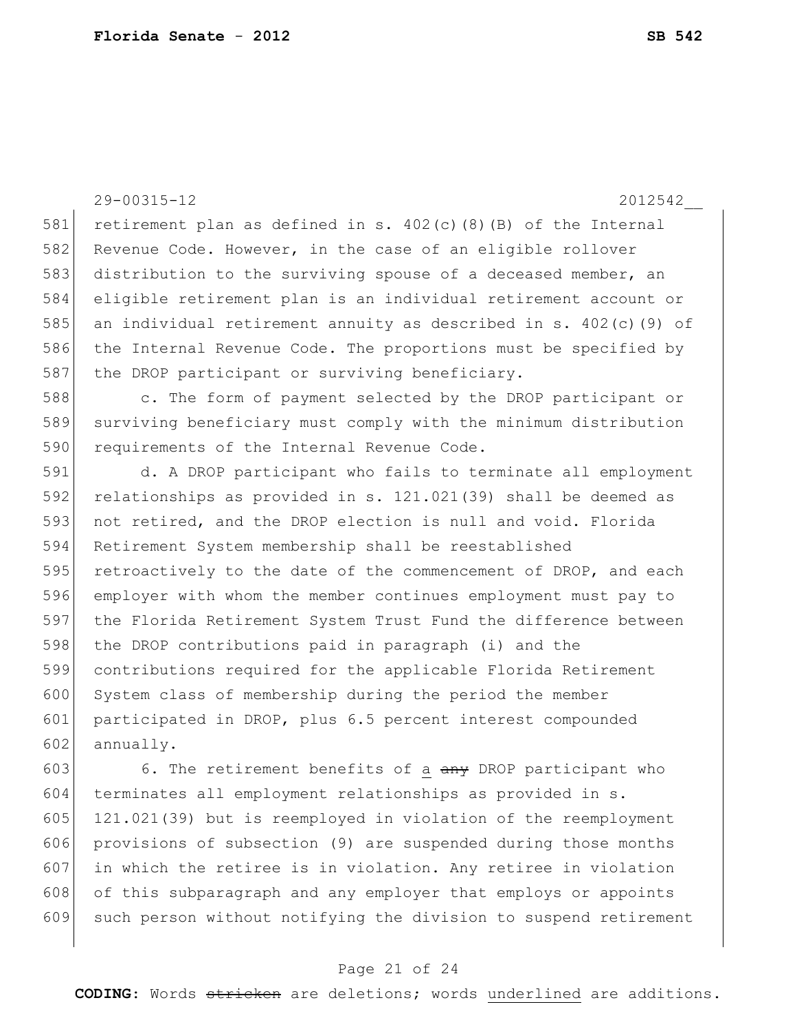retirement plan as defined in s. 402(c)(8)(B) of the Internal Revenue Code. However, in the case of an eligible rollover distribution to the surviving spouse of a deceased member, an eligible retirement plan is an individual retirement account or an individual retirement annuity as described in s. 402(c)(9) of the Internal Revenue Code. The proportions must be specified by the DROP participant or surviving beneficiary.

c. The form of payment selected by the DROP participant or surviving beneficiary must comply with the minimum distribution requirements of the Internal Revenue Code.

d. A DROP participant who fails to terminate all employment relationships as provided in s. 121.021(39) shall be deemed as not retired, and the DROP election is null and void. Florida Retirement System membership shall be reestablished retroactively to the date of the commencement of DROP, and each employer with whom the member continues employment must pay to the Florida Retirement System Trust Fund the difference between the DROP contributions paid in paragraph (i) and the contributions required for the applicable Florida Retirement System class of membership during the period the member participated in DROP, plus 6.5 percent interest compounded annually.

6. The retirement benefits of <u>a</u> ~~any~~ DROP participant who terminates all employment relationships as provided in s. 121.021(39) but is reemployed in violation of the reemployment provisions of subsection (9) are suspended during those months in which the retiree is in violation. Any retiree in violation of this subparagraph and any employer that employs or appoints such person without notifying the division to suspend retirement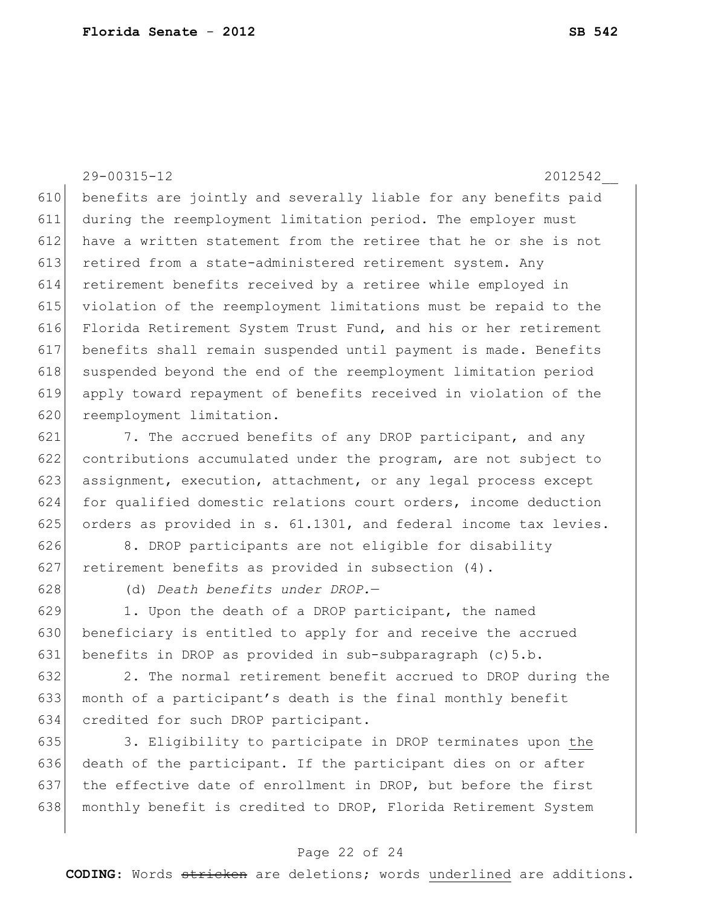benefits are jointly and severally liable for any benefits paid during the reemployment limitation period. The employer must have a written statement from the retiree that he or she is not retired from a state-administered retirement system. Any retirement benefits received by a retiree while employed in violation of the reemployment limitations must be repaid to the Florida Retirement System Trust Fund, and his or her retirement benefits shall remain suspended until payment is made. Benefits suspended beyond the end of the reemployment limitation period apply toward repayment of benefits received in violation of the reemployment limitation.

7. The accrued benefits of any DROP participant, and any contributions accumulated under the program, are not subject to assignment, execution, attachment, or any legal process except for qualified domestic relations court orders, income deduction orders as provided in s. 61.1301, and federal income tax levies.

8. DROP participants are not eligible for disability retirement benefits as provided in subsection (4).

(d) *Death benefits under DROP.*—

1. Upon the death of a DROP participant, the named beneficiary is entitled to apply for and receive the accrued benefits in DROP as provided in sub-subparagraph (c)5.b.

2. The normal retirement benefit accrued to DROP during the month of a participant's death is the final monthly benefit credited for such DROP participant.

3. Eligibility to participate in DROP terminates upon <u>the</u> death of the participant. If the participant dies on or after the effective date of enrollment in DROP, but before the first monthly benefit is credited to DROP, Florida Retirement System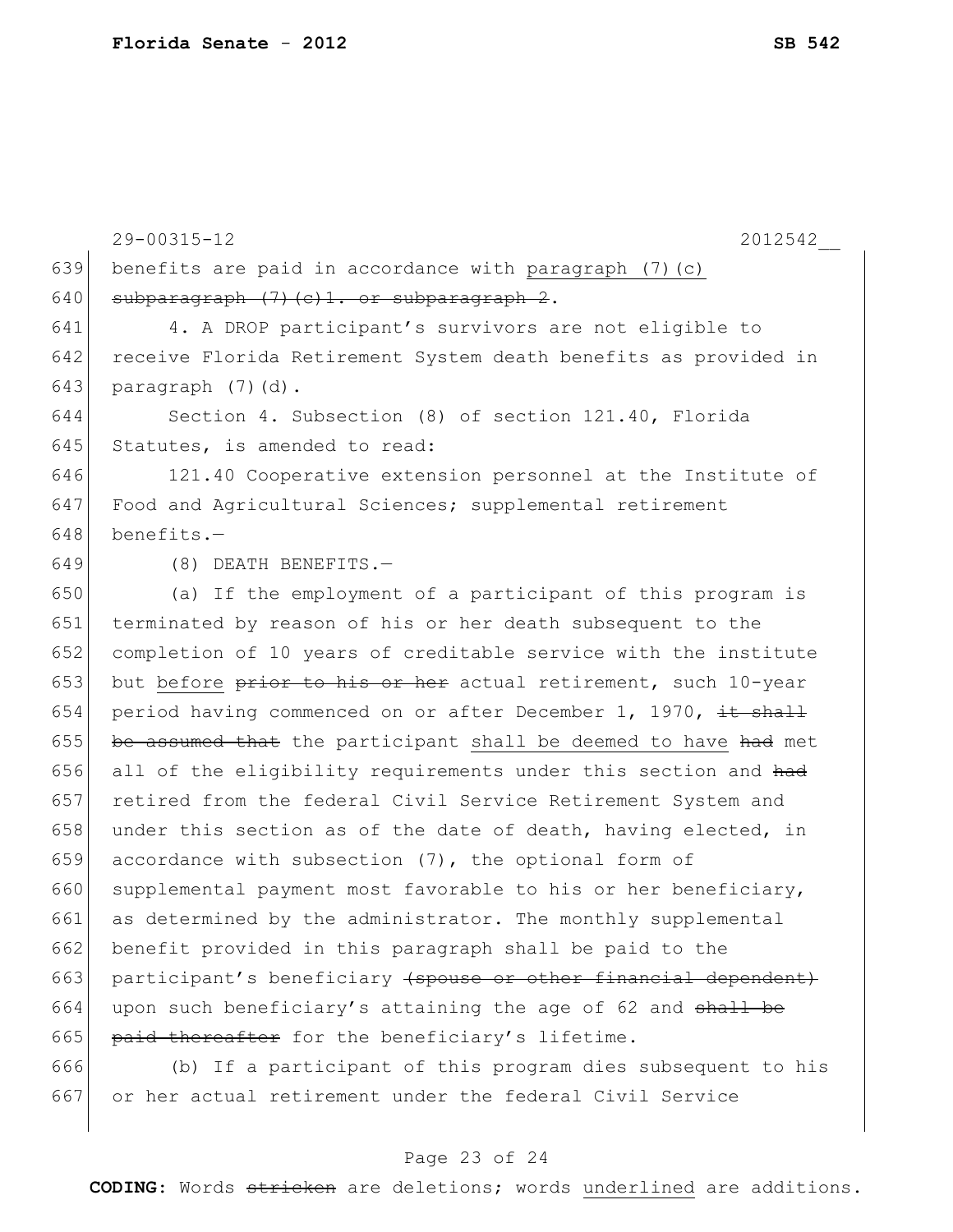benefits are paid in accordance with <u>paragraph (7)(c)</u> ~~subparagraph (7)(c)1. or subparagraph 2~~.

4. A DROP participant's survivors are not eligible to receive Florida Retirement System death benefits as provided in paragraph (7)(d).

Section 4. Subsection (8) of section 121.40, Florida Statutes, is amended to read:

121.40 Cooperative extension personnel at the Institute of Food and Agricultural Sciences; supplemental retirement benefits.—

(8) DEATH BENEFITS.—

(a) If the employment of a participant of this program is terminated by reason of his or her death subsequent to the completion of 10 years of creditable service with the institute but <u>before</u> ~~prior to his or her~~ actual retirement, such 10-year period having commenced on or after December 1, 1970, ~~it shall be assumed that~~ the participant <u>shall be deemed to have</u> ~~had~~ met all of the eligibility requirements under this section and ~~had~~ retired from the federal Civil Service Retirement System and under this section as of the date of death, having elected, in accordance with subsection (7), the optional form of supplemental payment most favorable to his or her beneficiary, as determined by the administrator. The monthly supplemental benefit provided in this paragraph shall be paid to the participant's beneficiary ~~(spouse or other financial dependent)~~ upon such beneficiary's attaining the age of 62 and ~~shall be paid thereafter~~ for the beneficiary's lifetime.

(b) If a participant of this program dies subsequent to his or her actual retirement under the federal Civil Service

**CODING:** Words ~~stricken~~ are deletions; words <u>underlined</u> are additions.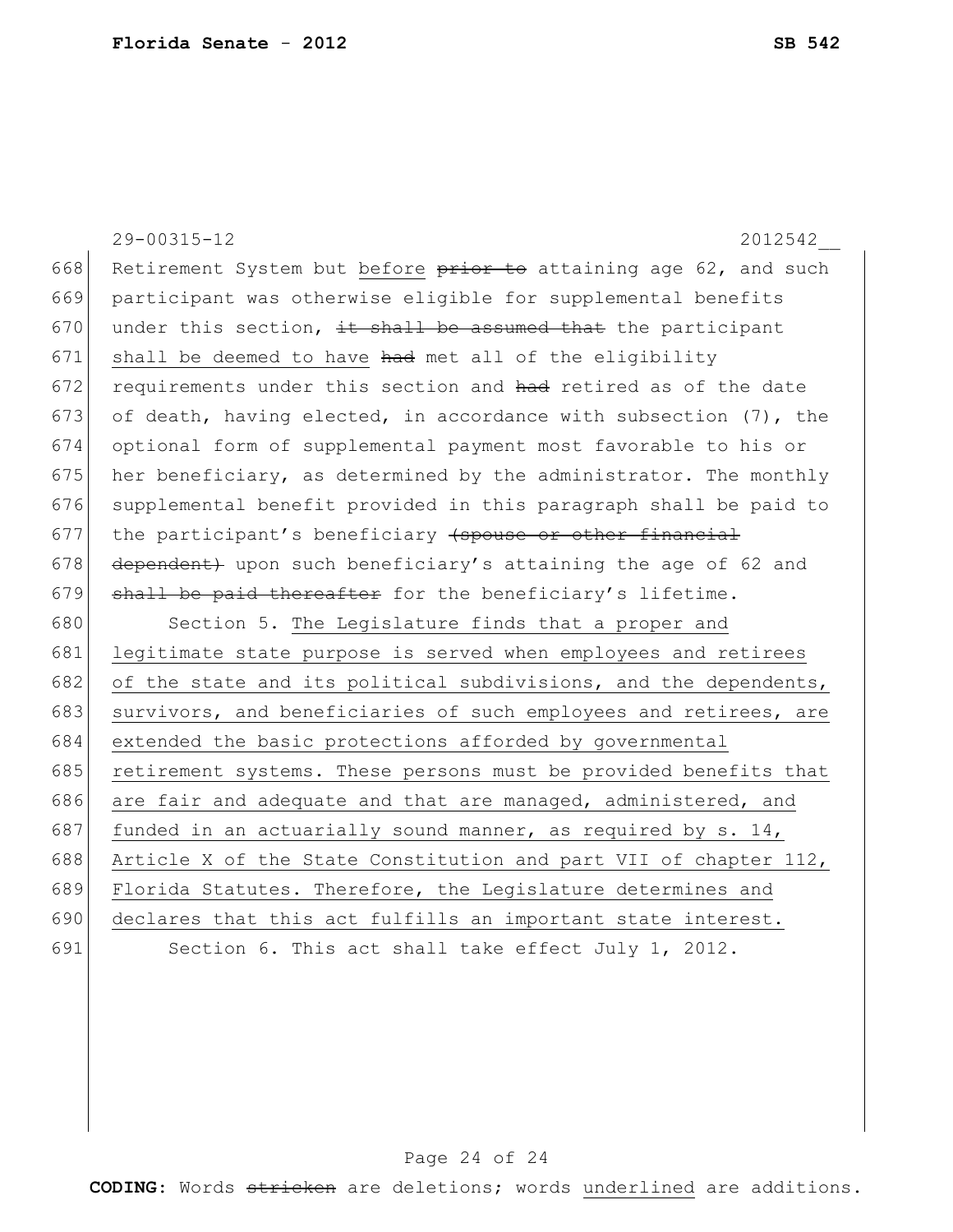29-00315-12 2012542__

Retirement System but before ~~prior to~~ attaining age 62, and such participant was otherwise eligible for supplemental benefits under this section, ~~it shall be assumed that~~ the participant shall be deemed to have ~~had~~ met all of the eligibility requirements under this section and ~~had~~ retired as of the date of death, having elected, in accordance with subsection (7), the optional form of supplemental payment most favorable to his or her beneficiary, as determined by the administrator. The monthly supplemental benefit provided in this paragraph shall be paid to the participant's beneficiary ~~(spouse or other financial dependent)~~ upon such beneficiary's attaining the age of 62 and ~~shall be paid thereafter~~ for the beneficiary's lifetime.

Section 5. The Legislature finds that a proper and legitimate state purpose is served when employees and retirees of the state and its political subdivisions, and the dependents, survivors, and beneficiaries of such employees and retirees, are extended the basic protections afforded by governmental retirement systems. These persons must be provided benefits that are fair and adequate and that are managed, administered, and funded in an actuarially sound manner, as required by s. 14, Article X of the State Constitution and part VII of chapter 112, Florida Statutes. Therefore, the Legislature determines and declares that this act fulfills an important state interest.

Section 6. This act shall take effect July 1, 2012.

**CODING:** Words ~~stricken~~ are deletions; words underlined are additions.